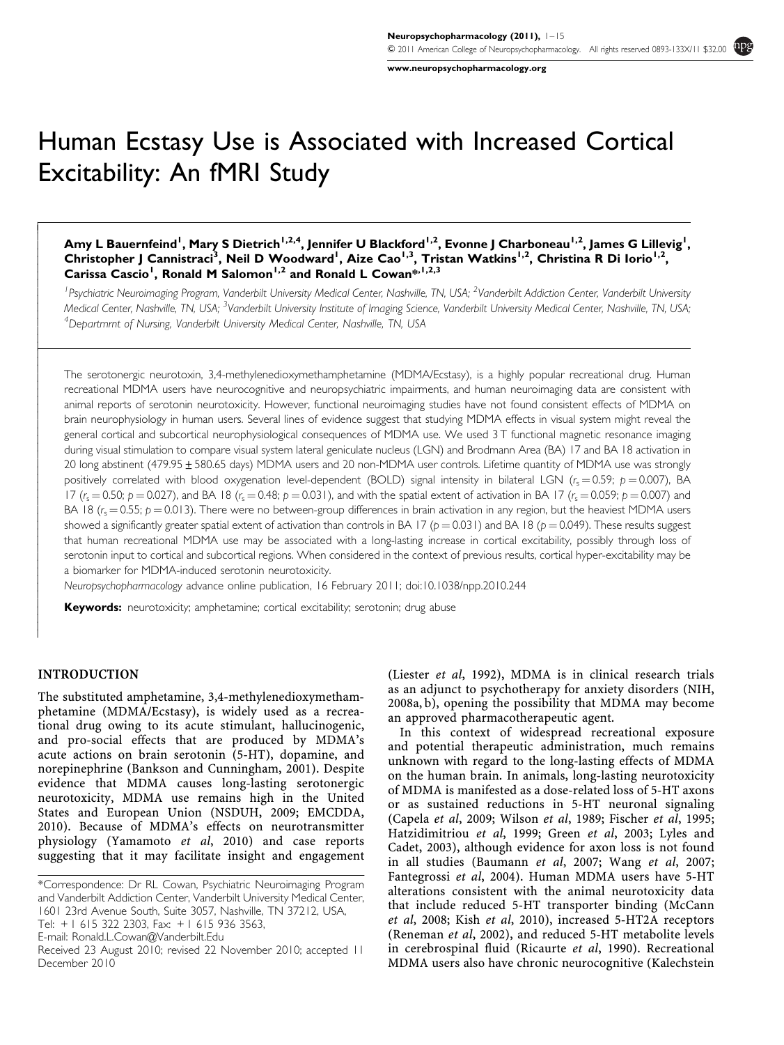# Human Ecstasy Use is Associated with Increased Cortical Excitability: An fMRI Study

**Amy L Bauernfeind[1], Mary S Dietrich[1,2,4], Jennifer U Blackford[1,2], Evonne J Charboneau[1,2], James G Lillevig[1], Christopher J Cannistraci[3], Neil D Woodward[1], Aize Cao[1,3], Tristan Watkins[1,2], Christina R Di Iorio[1,2], Carissa Cascio[1], Ronald M Salomon[1,2] and Ronald L Cowan*[1,2,3]**

[1]Psychiatric Neuroimaging Program, Vanderbilt University Medical Center, Nashville, TN, USA; [2]Vanderbilt Addiction Center, Vanderbilt University Medical Center, Nashville, TN, USA; [3]Vanderbilt University Institute of Imaging Science, Vanderbilt University Medical Center, Nashville, TN, USA; [4]Departmrnt of Nursing, Vanderbilt University Medical Center, Nashville, TN, USA

The serotonergic neurotoxin, 3,4-methylenedioxymethamphetamine (MDMA/Ecstasy), is a highly popular recreational drug. Human recreational MDMA users have neurocognitive and neuropsychiatric impairments, and human neuroimaging data are consistent with animal reports of serotonin neurotoxicity. However, functional neuroimaging studies have not found consistent effects of MDMA on brain neurophysiology in human users. Several lines of evidence suggest that studying MDMA effects in visual system might reveal the general cortical and subcortical neurophysiological consequences of MDMA use. We used 3 T functional magnetic resonance imaging during visual stimulation to compare visual system lateral geniculate nucleus (LGN) and Brodmann Area (BA) 17 and BA 18 activation in 20 long abstinent ($479.95 \pm 580.65$ days) MDMA users and 20 non-MDMA user controls. Lifetime quantity of MDMA use was strongly positively correlated with blood oxygenation level-dependent (BOLD) signal intensity in bilateral LGN ($r_s = 0.59$; $p = 0.007$), BA 17 ($r_s = 0.50$; $p = 0.027$), and BA 18 ($r_s = 0.48$; $p = 0.031$), and with the spatial extent of activation in BA 17 ($r_s = 0.059$; $p = 0.007$) and BA 18 ($r_s = 0.55$; $p = 0.013$). There were no between-group differences in brain activation in any region, but the heaviest MDMA users showed a significantly greater spatial extent of activation than controls in BA 17 ($p = 0.031$) and BA 18 ($p = 0.049$). These results suggest that human recreational MDMA use may be associated with a long-lasting increase in cortical excitability, possibly through loss of serotonin input to cortical and subcortical regions. When considered in the context of previous results, cortical hyper-excitability may be a biomarker for MDMA-induced serotonin neurotoxicity.

*Neuropsychopharmacology* advance online publication, 16 February 2011; doi:10.1038/npp.2010.244

**Keywords:** neurotoxicity; amphetamine; cortical excitability; serotonin; drug abuse

## INTRODUCTION

The substituted amphetamine, 3,4-methylenedioxymethamphetamine (MDMA/Ecstasy), is widely used as a recreational drug owing to its acute stimulant, hallucinogenic, and pro-social effects that are produced by MDMA's acute actions on brain serotonin (5-HT), dopamine, and norepinephrine (Bankson and Cunningham, 2001). Despite evidence that MDMA causes long-lasting serotonergic neurotoxicity, MDMA use remains high in the United States and European Union (NSDUH, 2009; EMCDDA, 2010). Because of MDMA's effects on neurotransmitter physiology (Yamamoto *et al*, 2010) and case reports suggesting that it may facilitate insight and engagement (Liester *et al*, 1992), MDMA is in clinical research trials as an adjunct to psychotherapy for anxiety disorders (NIH, 2008a, b), opening the possibility that MDMA may become an approved pharmacotherapeutic agent.

In this context of widespread recreational exposure and potential therapeutic administration, much remains unknown with regard to the long-lasting effects of MDMA on the human brain. In animals, long-lasting neurotoxicity of MDMA is manifested as a dose-related loss of 5-HT axons or as sustained reductions in 5-HT neuronal signaling (Capela *et al*, 2009; Wilson *et al*, 1989; Fischer *et al*, 1995; Hatzidimitriou *et al*, 1999; Green *et al*, 2003; Lyles and Cadet, 2003), although evidence for axon loss is not found in all studies (Baumann *et al*, 2007; Wang *et al*, 2007; Fantegrossi *et al*, 2004). Human MDMA users have 5-HT alterations consistent with the animal neurotoxicity data that include reduced 5-HT transporter binding (McCann *et al*, 2008; Kish *et al*, 2010), increased 5-HT2A receptors (Reneman *et al*, 2002), and reduced 5-HT metabolite levels in cerebrospinal fluid (Ricaurte *et al*, 1990). Recreational MDMA users also have chronic neurocognitive (Kalechstein

*Correspondence: Dr RL Cowan, Psychiatric Neuroimaging Program and Vanderbilt Addiction Center, Vanderbilt University Medical Center, 1601 23rd Avenue South, Suite 3057, Nashville, TN 37212, USA, Tel: + 1 615 322 2303, Fax: + 1 615 936 3563, E-mail: Ronald.L.Cowan@Vanderbilt.Edu

Received 23 August 2010; revised 22 November 2010; accepted 11 December 2010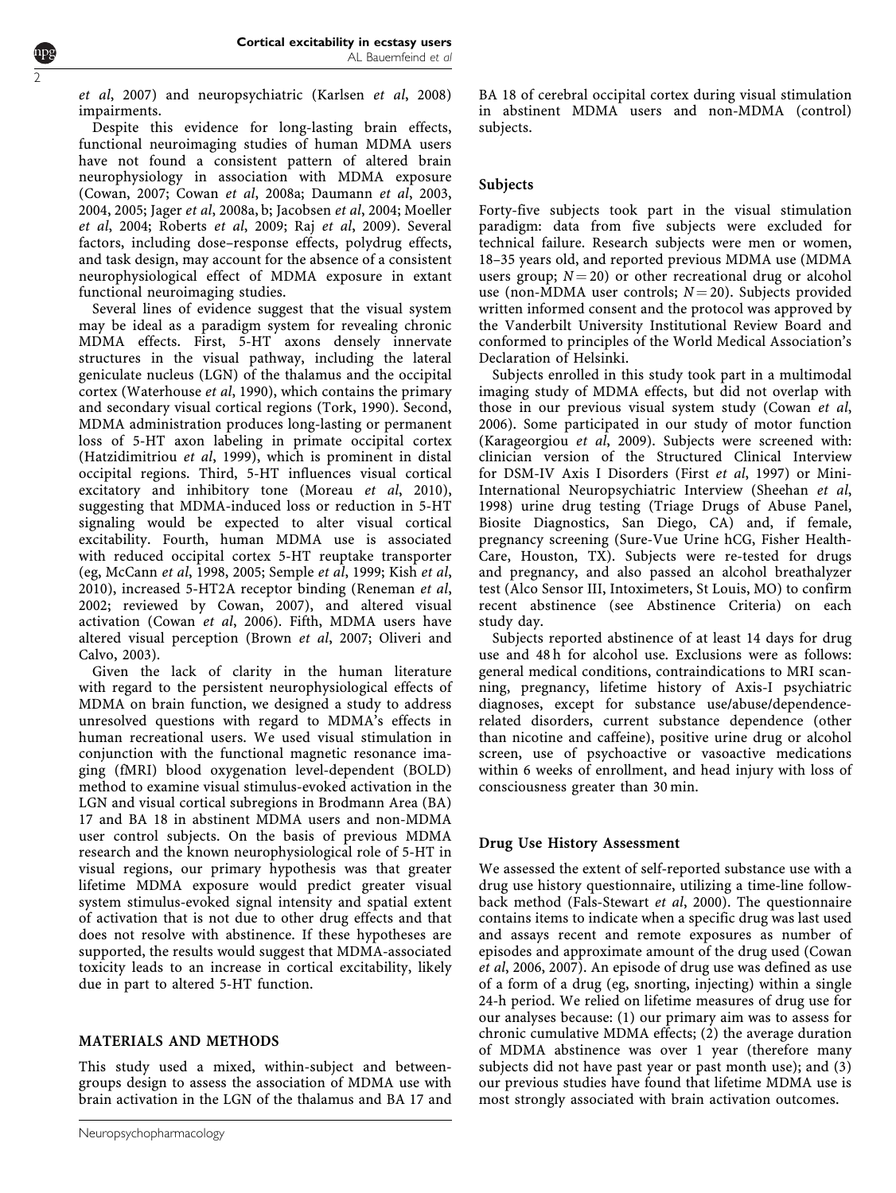*et al*, 2007) and neuropsychiatric (Karlsen *et al*, 2008) impairments.

Despite this evidence for long-lasting brain effects, functional neuroimaging studies of human MDMA users have not found a consistent pattern of altered brain neurophysiology in association with MDMA exposure (Cowan, 2007; Cowan *et al*, 2008a; Daumann *et al*, 2003, 2004, 2005; Jager *et al*, 2008a, b; Jacobsen *et al*, 2004; Moeller *et al*, 2004; Roberts *et al*, 2009; Raj *et al*, 2009). Several factors, including dose–response effects, polydrug effects, and task design, may account for the absence of a consistent neurophysiological effect of MDMA exposure in extant functional neuroimaging studies.

Several lines of evidence suggest that the visual system may be ideal as a paradigm system for revealing chronic MDMA effects. First, 5-HT axons densely innervate structures in the visual pathway, including the lateral geniculate nucleus (LGN) of the thalamus and the occipital cortex (Waterhouse *et al*, 1990), which contains the primary and secondary visual cortical regions (Tork, 1990). Second, MDMA administration produces long-lasting or permanent loss of 5-HT axon labeling in primate occipital cortex (Hatzidimitriou *et al*, 1999), which is prominent in distal occipital regions. Third, 5-HT influences visual cortical excitatory and inhibitory tone (Moreau *et al*, 2010), suggesting that MDMA-induced loss or reduction in 5-HT signaling would be expected to alter visual cortical excitability. Fourth, human MDMA use is associated with reduced occipital cortex 5-HT reuptake transporter (eg, McCann *et al*, 1998, 2005; Semple *et al*, 1999; Kish *et al*, 2010), increased 5-HT2A receptor binding (Reneman *et al*, 2002; reviewed by Cowan, 2007), and altered visual activation (Cowan *et al*, 2006). Fifth, MDMA users have altered visual perception (Brown *et al*, 2007; Oliveri and Calvo, 2003).

Given the lack of clarity in the human literature with regard to the persistent neurophysiological effects of MDMA on brain function, we designed a study to address unresolved questions with regard to MDMA's effects in human recreational users. We used visual stimulation in conjunction with the functional magnetic resonance imaging (fMRI) blood oxygenation level-dependent (BOLD) method to examine visual stimulus-evoked activation in the LGN and visual cortical subregions in Brodmann Area (BA) 17 and BA 18 in abstinent MDMA users and non-MDMA user control subjects. On the basis of previous MDMA research and the known neurophysiological role of 5-HT in visual regions, our primary hypothesis was that greater lifetime MDMA exposure would predict greater visual system stimulus-evoked signal intensity and spatial extent of activation that is not due to other drug effects and that does not resolve with abstinence. If these hypotheses are supported, the results would suggest that MDMA-associated toxicity leads to an increase in cortical excitability, likely due in part to altered 5-HT function.

## MATERIALS AND METHODS

This study used a mixed, within-subject and between-groups design to assess the association of MDMA use with brain activation in the LGN of the thalamus and BA 17 and BA 18 of cerebral occipital cortex during visual stimulation in abstinent MDMA users and non-MDMA (control) subjects.

### Subjects

Forty-five subjects took part in the visual stimulation paradigm: data from five subjects were excluded for technical failure. Research subjects were men or women, 18–35 years old, and reported previous MDMA use (MDMA users group; $N = 20$) or other recreational drug or alcohol use (non-MDMA user controls; $N = 20$). Subjects provided written informed consent and the protocol was approved by the Vanderbilt University Institutional Review Board and conformed to principles of the World Medical Association's Declaration of Helsinki.

Subjects enrolled in this study took part in a multimodal imaging study of MDMA effects, but did not overlap with those in our previous visual system study (Cowan *et al*, 2006). Some participated in our study of motor function (Karageorgiou *et al*, 2009). Subjects were screened with: clinician version of the Structured Clinical Interview for DSM-IV Axis I Disorders (First *et al*, 1997) or Mini-International Neuropsychiatric Interview (Sheehan *et al*, 1998) urine drug testing (Triage Drugs of Abuse Panel, Biosite Diagnostics, San Diego, CA) and, if female, pregnancy screening (Sure-Vue Urine hCG, Fisher Health-Care, Houston, TX). Subjects were re-tested for drugs and pregnancy, and also passed an alcohol breathalyzer test (Alco Sensor III, Intoximeters, St Louis, MO) to confirm recent abstinence (see Abstinence Criteria) on each study day.

Subjects reported abstinence of at least 14 days for drug use and 48 h for alcohol use. Exclusions were as follows: general medical conditions, contraindications to MRI scanning, pregnancy, lifetime history of Axis-I psychiatric diagnoses, except for substance use/abuse/dependence-related disorders, current substance dependence (other than nicotine and caffeine), positive urine drug or alcohol screen, use of psychoactive or vasoactive medications within 6 weeks of enrollment, and head injury with loss of consciousness greater than 30 min.

### Drug Use History Assessment

We assessed the extent of self-reported substance use with a drug use history questionnaire, utilizing a time-line follow-back method (Fals-Stewart *et al*, 2000). The questionnaire contains items to indicate when a specific drug was last used and assays recent and remote exposures as number of episodes and approximate amount of the drug used (Cowan *et al*, 2006, 2007). An episode of drug use was defined as use of a form of a drug (eg, snorting, injecting) within a single 24-h period. We relied on lifetime measures of drug use for our analyses because: (1) our primary aim was to assess for chronic cumulative MDMA effects; (2) the average duration of MDMA abstinence was over 1 year (therefore many subjects did not have past year or past month use); and (3) our previous studies have found that lifetime MDMA use is most strongly associated with brain activation outcomes.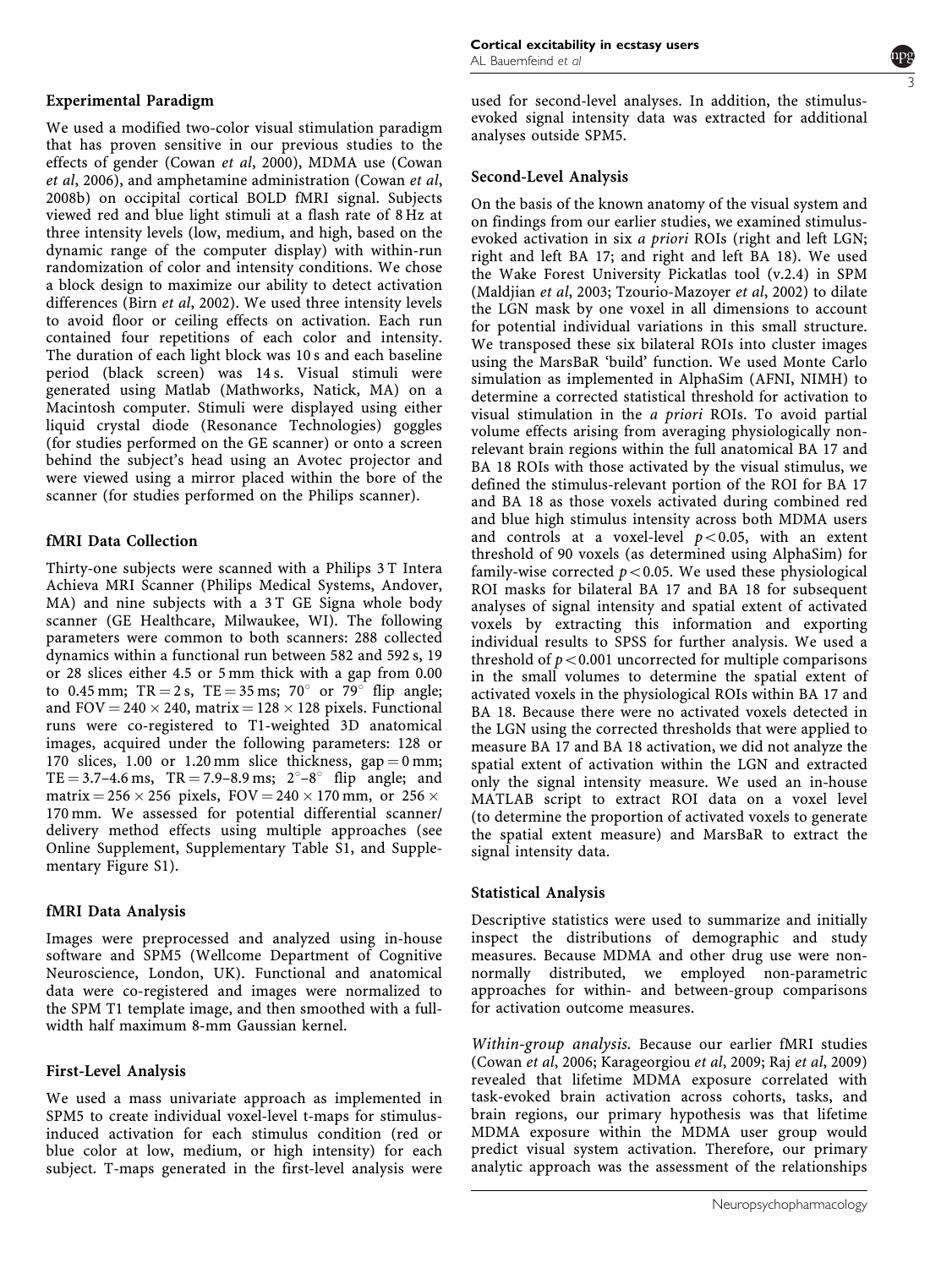### Experimental Paradigm

We used a modified two-color visual stimulation paradigm that has proven sensitive in our previous studies to the effects of gender (Cowan *et al*, 2000), MDMA use (Cowan *et al*, 2006), and amphetamine administration (Cowan *et al*, 2008b) on occipital cortical BOLD fMRI signal. Subjects viewed red and blue light stimuli at a flash rate of 8 Hz at three intensity levels (low, medium, and high, based on the dynamic range of the computer display) with within-run randomization of color and intensity conditions. We chose a block design to maximize our ability to detect activation differences (Birn *et al*, 2002). We used three intensity levels to avoid floor or ceiling effects on activation. Each run contained four repetitions of each color and intensity. The duration of each light block was 10 s and each baseline period (black screen) was 14 s. Visual stimuli were generated using Matlab (Mathworks, Natick, MA) on a Macintosh computer. Stimuli were displayed using either liquid crystal diode (Resonance Technologies) goggles (for studies performed on the GE scanner) or onto a screen behind the subject's head using an Avotec projector and were viewed using a mirror placed within the bore of the scanner (for studies performed on the Philips scanner).

### fMRI Data Collection

Thirty-one subjects were scanned with a Philips 3 T Intera Achieva MRI Scanner (Philips Medical Systems, Andover, MA) and nine subjects with a 3 T GE Signa whole body scanner (GE Healthcare, Milwaukee, WI). The following parameters were common to both scanners: 288 collected dynamics within a functional run between 582 and 592 s, 19 or 28 slices either 4.5 or 5 mm thick with a gap from 0.00 to 0.45 mm; TR = 2 s, TE = 35 ms; 70° or 79° flip angle; and FOV = 240 × 240, matrix = 128 × 128 pixels. Functional runs were co-registered to T1-weighted 3D anatomical images, acquired under the following parameters: 128 or 170 slices, 1.00 or 1.20 mm slice thickness, gap = 0 mm; TE = 3.7–4.6 ms, TR = 7.9–8.9 ms; 2°–8° flip angle; and matrix = 256 × 256 pixels, FOV = 240 × 170 mm, or 256 × 170 mm. We assessed for potential differential scanner/delivery method effects using multiple approaches (see Online Supplement, Supplementary Table S1, and Supplementary Figure S1).

### fMRI Data Analysis

Images were preprocessed and analyzed using in-house software and SPM5 (Wellcome Department of Cognitive Neuroscience, London, UK). Functional and anatomical data were co-registered and images were normalized to the SPM T1 template image, and then smoothed with a full-width half maximum 8-mm Gaussian kernel.

### First-Level Analysis

We used a mass univariate approach as implemented in SPM5 to create individual voxel-level t-maps for stimulus-induced activation for each stimulus condition (red or blue color at low, medium, or high intensity) for each subject. T-maps generated in the first-level analysis were used for second-level analyses. In addition, the stimulus-evoked signal intensity data was extracted for additional analyses outside SPM5.

### Second-Level Analysis

On the basis of the known anatomy of the visual system and on findings from our earlier studies, we examined stimulus-evoked activation in six *a priori* ROIs (right and left LGN; right and left BA 17; and right and left BA 18). We used the Wake Forest University Pickatlas tool (v.2.4) in SPM (Maldjian *et al*, 2003; Tzourio-Mazoyer *et al*, 2002) to dilate the LGN mask by one voxel in all dimensions to account for potential individual variations in this small structure. We transposed these six bilateral ROIs into cluster images using the MarsBaR 'build' function. We used Monte Carlo simulation as implemented in AlphaSim (AFNI, NIMH) to determine a corrected statistical threshold for activation to visual stimulation in the *a priori* ROIs. To avoid partial volume effects arising from averaging physiologically non-relevant brain regions within the full anatomical BA 17 and BA 18 ROIs with those activated by the visual stimulus, we defined the stimulus-relevant portion of the ROI for BA 17 and BA 18 as those voxels activated during combined red and blue high stimulus intensity across both MDMA users and controls at a voxel-level $p < 0.05$, with an extent threshold of 90 voxels (as determined using AlphaSim) for family-wise corrected $p < 0.05$. We used these physiological ROI masks for bilateral BA 17 and BA 18 for subsequent analyses of signal intensity and spatial extent of activated voxels by extracting this information and exporting individual results to SPSS for further analysis. We used a threshold of $p < 0.001$ uncorrected for multiple comparisons in the small volumes to determine the spatial extent of activated voxels in the physiological ROIs within BA 17 and BA 18. Because there were no activated voxels detected in the LGN using the corrected thresholds that were applied to measure BA 17 and BA 18 activation, we did not analyze the spatial extent of activation within the LGN and extracted only the signal intensity measure. We used an in-house MATLAB script to extract ROI data on a voxel level (to determine the proportion of activated voxels to generate the spatial extent measure) and MarsBaR to extract the signal intensity data.

### Statistical Analysis

Descriptive statistics were used to summarize and initially inspect the distributions of demographic and study measures. Because MDMA and other drug use were non-normally distributed, we employed non-parametric approaches for within- and between-group comparisons for activation outcome measures.

*Within-group analysis.* Because our earlier fMRI studies (Cowan *et al*, 2006; Karageorgiou *et al*, 2009; Raj *et al*, 2009) revealed that lifetime MDMA exposure correlated with task-evoked brain activation across cohorts, tasks, and brain regions, our primary hypothesis was that lifetime MDMA exposure within the MDMA user group would predict visual system activation. Therefore, our primary analytic approach was the assessment of the relationships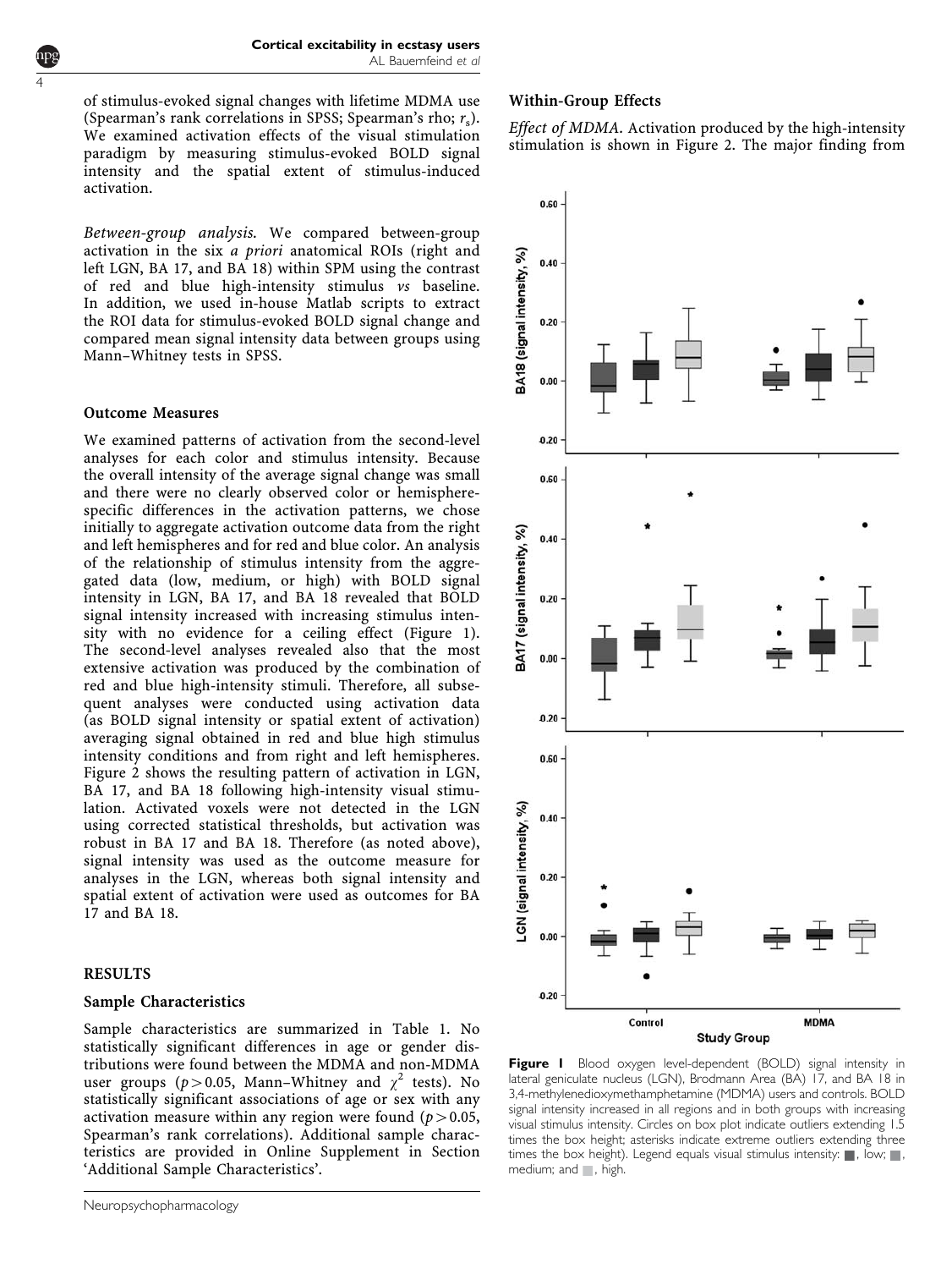of stimulus-evoked signal changes with lifetime MDMA use (Spearman's rank correlations in SPSS; Spearman's rho; $r_s$). We examined activation effects of the visual stimulation paradigm by measuring stimulus-evoked BOLD signal intensity and the spatial extent of stimulus-induced activation.

*Between-group analysis.* We compared between-group activation in the six *a priori* anatomical ROIs (right and left LGN, BA 17, and BA 18) within SPM using the contrast of red and blue high-intensity stimulus *vs* baseline. In addition, we used in-house Matlab scripts to extract the ROI data for stimulus-evoked BOLD signal change and compared mean signal intensity data between groups using Mann–Whitney tests in SPSS.

### Outcome Measures

We examined patterns of activation from the second-level analyses for each color and stimulus intensity. Because the overall intensity of the average signal change was small and there were no clearly observed color or hemisphere-specific differences in the activation patterns, we chose initially to aggregate activation outcome data from the right and left hemispheres and for red and blue color. An analysis of the relationship of stimulus intensity from the aggregated data (low, medium, or high) with BOLD signal intensity in LGN, BA 17, and BA 18 revealed that BOLD signal intensity increased with increasing stimulus intensity with no evidence for a ceiling effect (Figure 1). The second-level analyses revealed also that the most extensive activation was produced by the combination of red and blue high-intensity stimuli. Therefore, all subsequent analyses were conducted using activation data (as BOLD signal intensity or spatial extent of activation) averaging signal obtained in red and blue high stimulus intensity conditions and from right and left hemispheres. Figure 2 shows the resulting pattern of activation in LGN, BA 17, and BA 18 following high-intensity visual stimulation. Activated voxels were not detected in the LGN using corrected statistical thresholds, but activation was robust in BA 17 and BA 18. Therefore (as noted above), signal intensity was used as the outcome measure for analyses in the LGN, whereas both signal intensity and spatial extent of activation were used as outcomes for BA 17 and BA 18.

## RESULTS

### Sample Characteristics

Sample characteristics are summarized in Table 1. No statistically significant differences in age or gender distributions were found between the MDMA and non-MDMA user groups ($p > 0.05$, Mann–Whitney and $\chi^2$ tests). No statistically significant associations of age or sex with any activation measure within any region were found ($p > 0.05$, Spearman's rank correlations). Additional sample characteristics are provided in Online Supplement in Section 'Additional Sample Characteristics'.

### Within-Group Effects

*Effect of MDMA.* Activation produced by the high-intensity stimulation is shown in Figure 2. The major finding from

**Figure 1** Blood oxygen level-dependent (BOLD) signal intensity in lateral geniculate nucleus (LGN), Brodmann Area (BA) 17, and BA 18 in 3,4-methylenedioxymethamphetamine (MDMA) users and controls. BOLD signal intensity increased in all regions and in both groups with increasing visual stimulus intensity. Circles on box plot indicate outliers extending 1.5 times the box height; asterisks indicate extreme outliers extending three times the box height). Legend equals visual stimulus intensity: ■, low; ■, medium; and ■, high.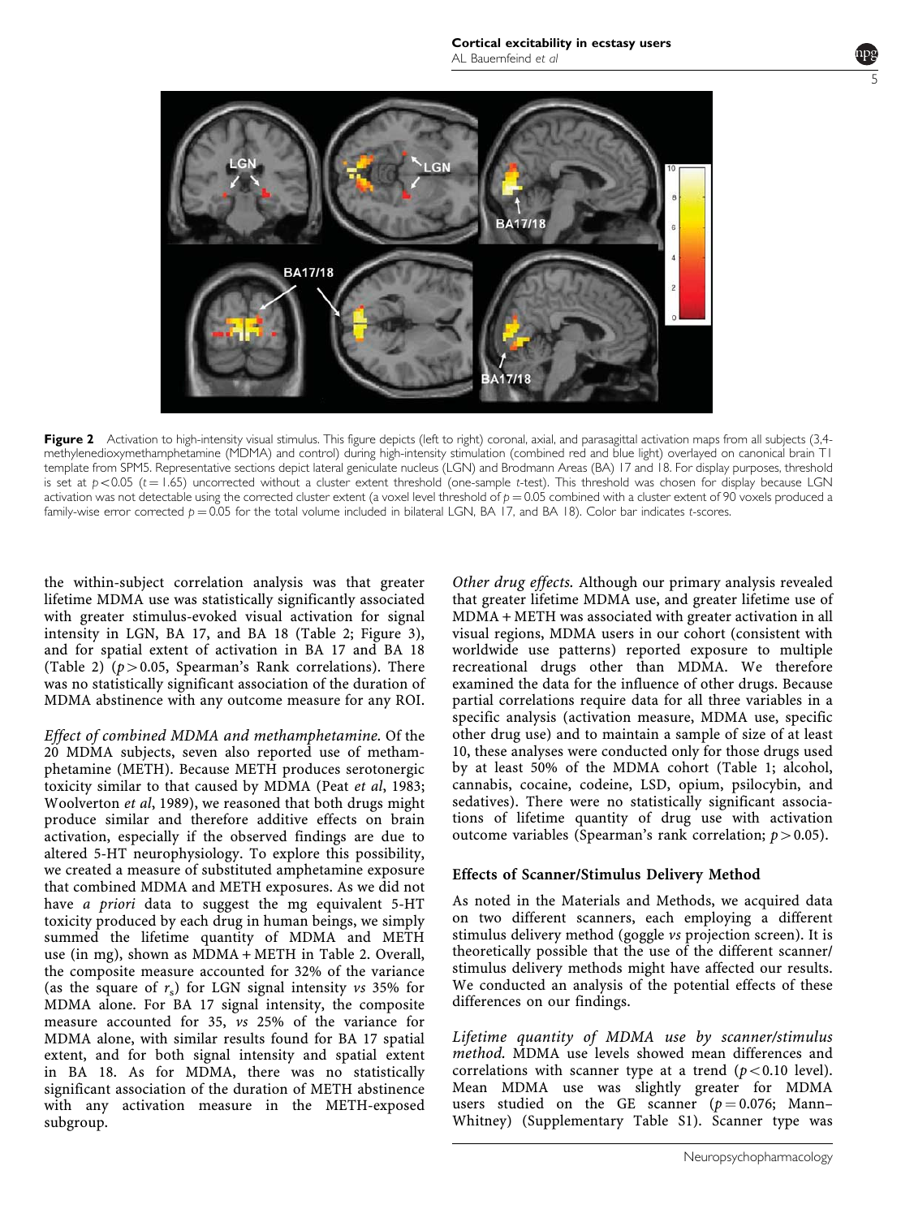**Figure 2** Activation to high-intensity visual stimulus. This figure depicts (left to right) coronal, axial, and parasagittal activation maps from all subjects (3,4-methylenedioxymethamphetamine (MDMA) and control) during high-intensity stimulation (combined red and blue light) overlayed on canonical brain T1 template from SPM5. Representative sections depict lateral geniculate nucleus (LGN) and Brodmann Areas (BA) 17 and 18. For display purposes, threshold is set at $p<0.05$ ($t = 1.65$) uncorrected without a cluster extent threshold (one-sample $t$-test). This threshold was chosen for display because LGN activation was not detectable using the corrected cluster extent (a voxel level threshold of $p = 0.05$ combined with a cluster extent of 90 voxels produced a family-wise error corrected $p = 0.05$ for the total volume included in bilateral LGN, BA 17, and BA 18). Color bar indicates $t$-scores.

the within-subject correlation analysis was that greater lifetime MDMA use was statistically significantly associated with greater stimulus-evoked visual activation for signal intensity in LGN, BA 17, and BA 18 (Table 2; Figure 3), and for spatial extent of activation in BA 17 and BA 18 (Table 2) ($p>0.05$, Spearman's Rank correlations). There was no statistically significant association of the duration of MDMA abstinence with any outcome measure for any ROI.

*Effect of combined MDMA and methamphetamine.* Of the 20 MDMA subjects, seven also reported use of methamphetamine (METH). Because METH produces serotonergic toxicity similar to that caused by MDMA (Peat *et al*, 1983; Woolverton *et al*, 1989), we reasoned that both drugs might produce similar and therefore additive effects on brain activation, especially if the observed findings are due to altered 5-HT neurophysiology. To explore this possibility, we created a measure of substituted amphetamine exposure that combined MDMA and METH exposures. As we did not have *a priori* data to suggest the mg equivalent 5-HT toxicity produced by each drug in human beings, we simply summed the lifetime quantity of MDMA and METH use (in mg), shown as MDMA + METH in Table 2. Overall, the composite measure accounted for 32% of the variance (as the square of $r_s$) for LGN signal intensity *vs* 35% for MDMA alone. For BA 17 signal intensity, the composite measure accounted for 35, *vs* 25% of the variance for MDMA alone, with similar results found for BA 17 spatial extent, and for both signal intensity and spatial extent in BA 18. As for MDMA, there was no statistically significant association of the duration of METH abstinence with any activation measure in the METH-exposed subgroup.

*Other drug effects.* Although our primary analysis revealed that greater lifetime MDMA use, and greater lifetime use of MDMA + METH was associated with greater activation in all visual regions, MDMA users in our cohort (consistent with worldwide use patterns) reported exposure to multiple recreational drugs other than MDMA. We therefore examined the data for the influence of other drugs. Because partial correlations require data for all three variables in a specific analysis (activation measure, MDMA use, specific other drug use) and to maintain a sample of size of at least 10, these analyses were conducted only for those drugs used by at least 50% of the MDMA cohort (Table 1; alcohol, cannabis, cocaine, codeine, LSD, opium, psilocybin, and sedatives). There were no statistically significant associations of lifetime quantity of drug use with activation outcome variables (Spearman's rank correlation; $p>0.05$).

### Effects of Scanner/Stimulus Delivery Method

As noted in the Materials and Methods, we acquired data on two different scanners, each employing a different stimulus delivery method (goggle *vs* projection screen). It is theoretically possible that the use of the different scanner/stimulus delivery methods might have affected our results. We conducted an analysis of the potential effects of these differences on our findings.

*Lifetime quantity of MDMA use by scanner/stimulus method.* MDMA use levels showed mean differences and correlations with scanner type at a trend ($p<0.10$ level). Mean MDMA use was slightly greater for MDMA users studied on the GE scanner ($p = 0.076$; Mann–Whitney) (Supplementary Table S1). Scanner type was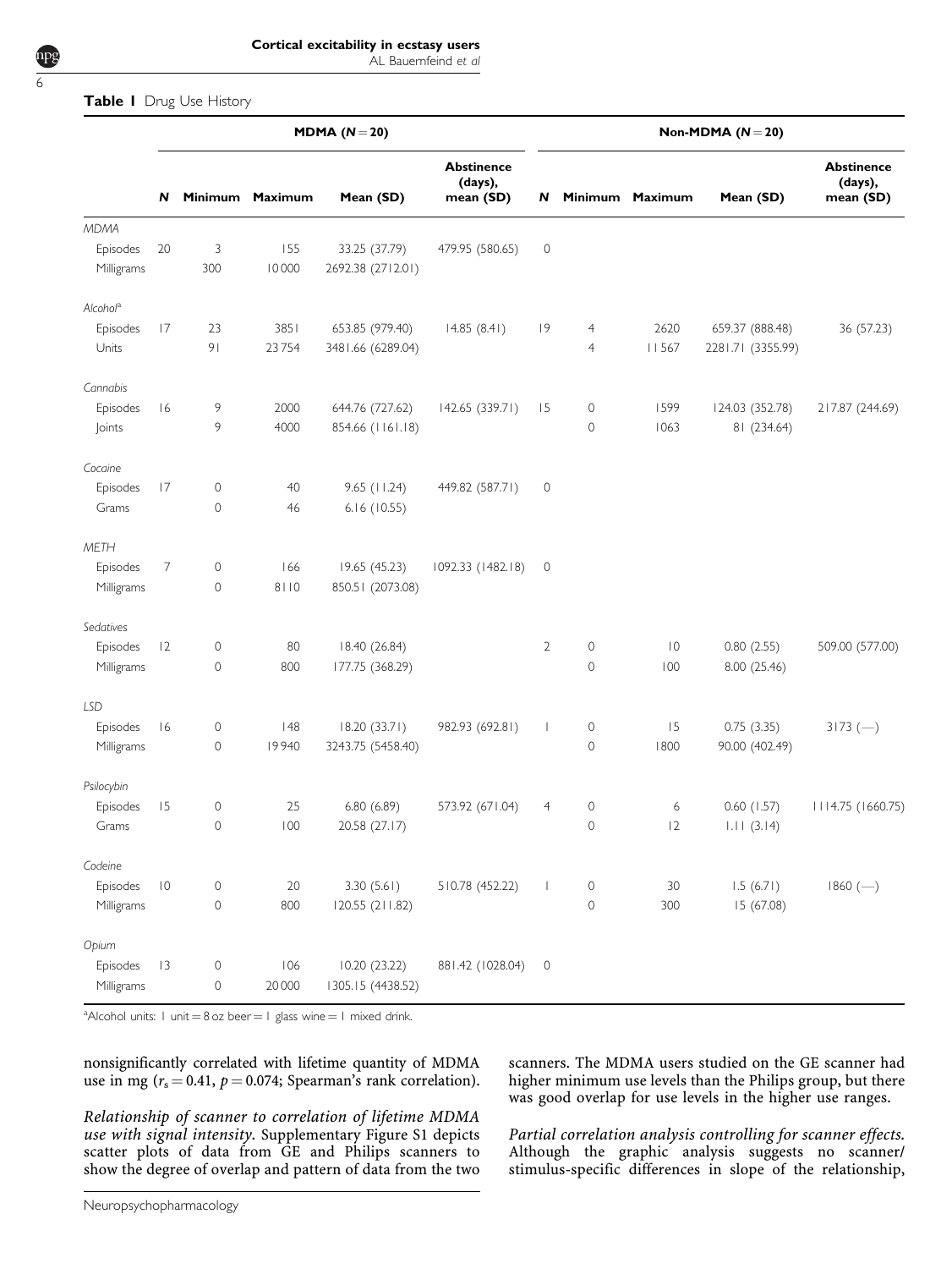**Table 1** Drug Use History

| | MDMA (*N* = 20) | | | | | Non-MDMA (*N* = 20) | | | | |
|---|---|---|---|---|---|---|---|---|---|---|
| | *N* | Minimum | Maximum | Mean (SD) | Abstinence (days), mean (SD) | *N* | Minimum | Maximum | Mean (SD) | Abstinence (days), mean (SD) |
| *MDMA* | | | | | | | | | | |
| Episodes | 20 | 3 | 155 | 33.25 (37.79) | 479.95 (580.65) | 0 | | | | |
| Milligrams | | 300 | 10 000 | 2692.38 (2712.01) | | | | | | |
| *Alcohol*[a] | | | | | | | | | | |
| Episodes | 17 | 23 | 3851 | 653.85 (979.40) | 14.85 (8.41) | 19 | 4 | 2620 | 659.37 (888.48) | 36 (57.23) |
| Units | | 91 | 23 754 | 3481.66 (6289.04) | | | 4 | 11 567 | 2281.71 (3355.99) | |
| *Cannabis* | | | | | | | | | | |
| Episodes | 16 | 9 | 2000 | 644.76 (727.62) | 142.65 (339.71) | 15 | 0 | 1599 | 124.03 (352.78) | 217.87 (244.69) |
| Joints | | 9 | 4000 | 854.66 (1161.18) | | | 0 | 1063 | 81 (234.64) | |
| *Cocaine* | | | | | | | | | | |
| Episodes | 17 | 0 | 40 | 9.65 (11.24) | 449.82 (587.71) | 0 | | | | |
| Grams | | 0 | 46 | 6.16 (10.55) | | | | | | |
| *METH* | | | | | | | | | | |
| Episodes | 7 | 0 | 166 | 19.65 (45.23) | 1092.33 (1482.18) | 0 | | | | |
| Milligrams | | 0 | 8110 | 850.51 (2073.08) | | | | | | |
| *Sedatives* | | | | | | | | | | |
| Episodes | 12 | 0 | 80 | 18.40 (26.84) | | 2 | 0 | 10 | 0.80 (2.55) | 509.00 (577.00) |
| Milligrams | | 0 | 800 | 177.75 (368.29) | | | 0 | 100 | 8.00 (25.46) | |
| *LSD* | | | | | | | | | | |
| Episodes | 16 | 0 | 148 | 18.20 (33.71) | 982.93 (692.81) | 1 | 0 | 15 | 0.75 (3.35) | 3173 (—) |
| Milligrams | | 0 | 19 940 | 3243.75 (5458.40) | | | 0 | 1800 | 90.00 (402.49) | |
| *Psilocybin* | | | | | | | | | | |
| Episodes | 15 | 0 | 25 | 6.80 (6.89) | 573.92 (671.04) | 4 | 0 | 6 | 0.60 (1.57) | 1114.75 (1660.75) |
| Grams | | 0 | 100 | 20.58 (27.17) | | | 0 | 12 | 1.11 (3.14) | |
| *Codeine* | | | | | | | | | | |
| Episodes | 10 | 0 | 20 | 3.30 (5.61) | 510.78 (452.22) | 1 | 0 | 30 | 1.5 (6.71) | 1860 (—) |
| Milligrams | | 0 | 800 | 120.55 (211.82) | | | 0 | 300 | 15 (67.08) | |
| *Opium* | | | | | | | | | | |
| Episodes | 13 | 0 | 106 | 10.20 (23.22) | 881.42 (1028.04) | 0 | | | | |
| Milligrams | | 0 | 20 000 | 1305.15 (4438.52) | | | | | | |

[a]Alcohol units: 1 unit = 8 oz beer = 1 glass wine = 1 mixed drink.

nonsignificantly correlated with lifetime quantity of MDMA use in mg ($r_s = 0.41$, $p = 0.074$; Spearman's rank correlation).

*Relationship of scanner to correlation of lifetime MDMA use with signal intensity.* Supplementary Figure S1 depicts scatter plots of data from GE and Philips scanners to show the degree of overlap and pattern of data from the two scanners. The MDMA users studied on the GE scanner had higher minimum use levels than the Philips group, but there was good overlap for use levels in the higher use ranges.

*Partial correlation analysis controlling for scanner effects.* Although the graphic analysis suggests no scanner/stimulus-specific differences in slope of the relationship,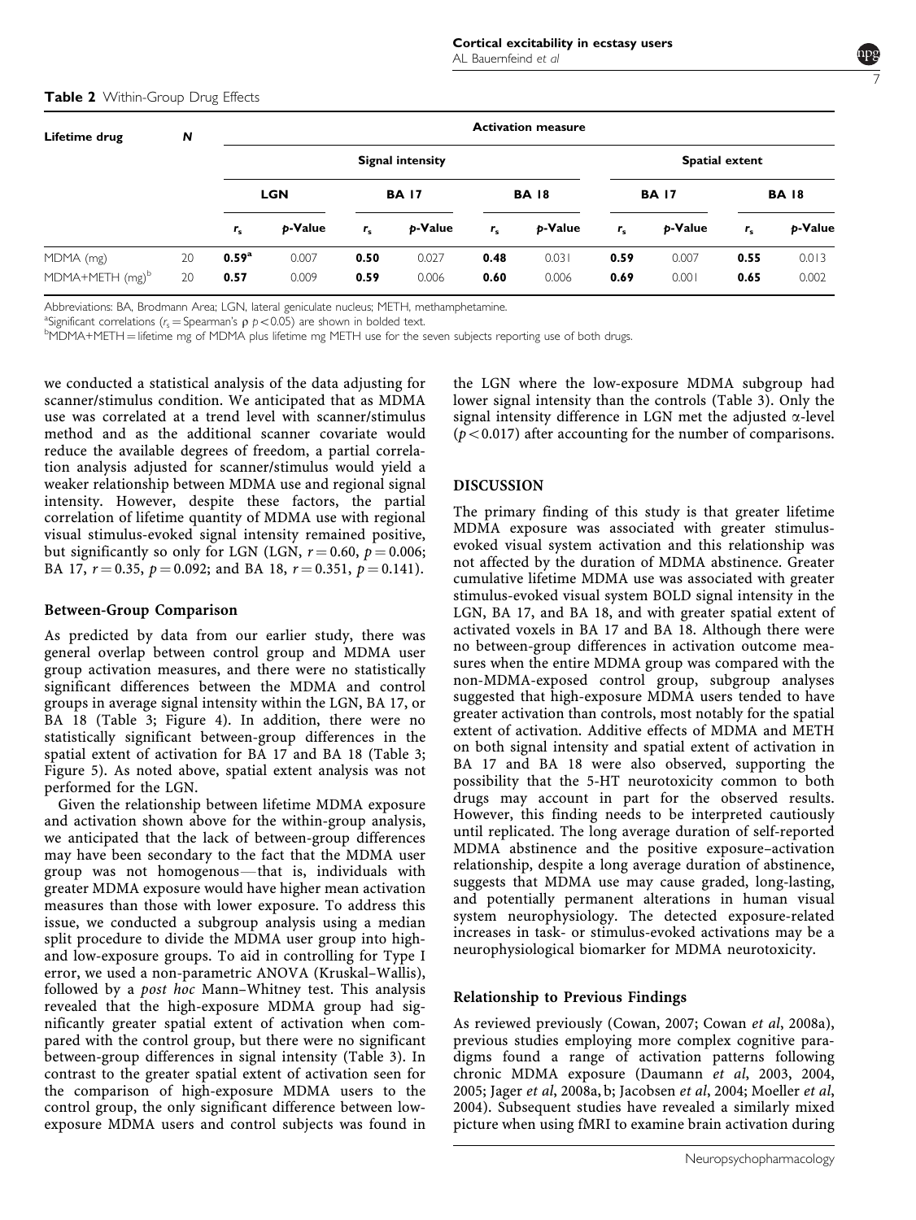**Table 2** Within-Group Drug Effects

| Lifetime drug | N | Activation measure | | | | | | | | | |
|---|---|---|---|---|---|---|---|---|---|---|---|
| | | Signal intensity | | | | | | Spatial extent | | | |
| | | LGN | | BA 17 | | BA 18 | | BA 17 | | BA 18 | |
| | | $r_s$ | p-Value | $r_s$ | p-Value | $r_s$ | p-Value | $r_s$ | p-Value | $r_s$ | p-Value |
| MDMA (mg) | 20 | **0.59**[a] | 0.007 | **0.50** | 0.027 | **0.48** | 0.031 | **0.59** | 0.007 | **0.55** | 0.013 |
| MDMA+METH (mg)[b] | 20 | **0.57** | 0.009 | **0.59** | 0.006 | **0.60** | 0.006 | **0.69** | 0.001 | **0.65** | 0.002 |

Abbreviations: BA, Brodmann Area; LGN, lateral geniculate nucleus; METH, methamphetamine.

[a]Significant correlations ($r_s$ = Spearman's ρ $p < 0.05$) are shown in bolded text.

[b]MDMA+METH = lifetime mg of MDMA plus lifetime mg METH use for the seven subjects reporting use of both drugs.

we conducted a statistical analysis of the data adjusting for scanner/stimulus condition. We anticipated that as MDMA use was correlated at a trend level with scanner/stimulus method and as the additional scanner covariate would reduce the available degrees of freedom, a partial correlation analysis adjusted for scanner/stimulus would yield a weaker relationship between MDMA use and regional signal intensity. However, despite these factors, the partial correlation of lifetime quantity of MDMA use with regional visual stimulus-evoked signal intensity remained positive, but significantly so only for LGN (LGN, $r = 0.60$, $p = 0.006$; BA 17, $r = 0.35$, $p = 0.092$; and BA 18, $r = 0.351$, $p = 0.141$).

### Between-Group Comparison

As predicted by data from our earlier study, there was general overlap between control group and MDMA user group activation measures, and there were no statistically significant differences between the MDMA and control groups in average signal intensity within the LGN, BA 17, or BA 18 (Table 3; Figure 4). In addition, there were no statistically significant between-group differences in the spatial extent of activation for BA 17 and BA 18 (Table 3; Figure 5). As noted above, spatial extent analysis was not performed for the LGN.

Given the relationship between lifetime MDMA exposure and activation shown above for the within-group analysis, we anticipated that the lack of between-group differences may have been secondary to the fact that the MDMA user group was not homogenous—that is, individuals with greater MDMA exposure would have higher mean activation measures than those with lower exposure. To address this issue, we conducted a subgroup analysis using a median split procedure to divide the MDMA user group into high- and low-exposure groups. To aid in controlling for Type I error, we used a non-parametric ANOVA (Kruskal–Wallis), followed by a *post hoc* Mann–Whitney test. This analysis revealed that the high-exposure MDMA group had significantly greater spatial extent of activation when compared with the control group, but there were no significant between-group differences in signal intensity (Table 3). In contrast to the greater spatial extent of activation seen for the comparison of high-exposure MDMA users to the control group, the only significant difference between low-exposure MDMA users and control subjects was found in the LGN where the low-exposure MDMA subgroup had lower signal intensity than the controls (Table 3). Only the signal intensity difference in LGN met the adjusted α-level ($p < 0.017$) after accounting for the number of comparisons.

## DISCUSSION

The primary finding of this study is that greater lifetime MDMA exposure was associated with greater stimulus-evoked visual system activation and this relationship was not affected by the duration of MDMA abstinence. Greater cumulative lifetime MDMA use was associated with greater stimulus-evoked visual system BOLD signal intensity in the LGN, BA 17, and BA 18, and with greater spatial extent of activated voxels in BA 17 and BA 18. Although there were no between-group differences in activation outcome measures when the entire MDMA group was compared with the non-MDMA-exposed control group, subgroup analyses suggested that high-exposure MDMA users tended to have greater activation than controls, most notably for the spatial extent of activation. Additive effects of MDMA and METH on both signal intensity and spatial extent of activation in BA 17 and BA 18 were also observed, supporting the possibility that the 5-HT neurotoxicity common to both drugs may account in part for the observed results. However, this finding needs to be interpreted cautiously until replicated. The long average duration of self-reported MDMA abstinence and the positive exposure–activation relationship, despite a long average duration of abstinence, suggests that MDMA use may cause graded, long-lasting, and potentially permanent alterations in human visual system neurophysiology. The detected exposure-related increases in task- or stimulus-evoked activations may be a neurophysiological biomarker for MDMA neurotoxicity.

### Relationship to Previous Findings

As reviewed previously (Cowan, 2007; Cowan *et al*, 2008a), previous studies employing more complex cognitive paradigms found a range of activation patterns following chronic MDMA exposure (Daumann *et al*, 2003, 2004, 2005; Jager *et al*, 2008a, b; Jacobsen *et al*, 2004; Moeller *et al*, 2004). Subsequent studies have revealed a similarly mixed picture when using fMRI to examine brain activation during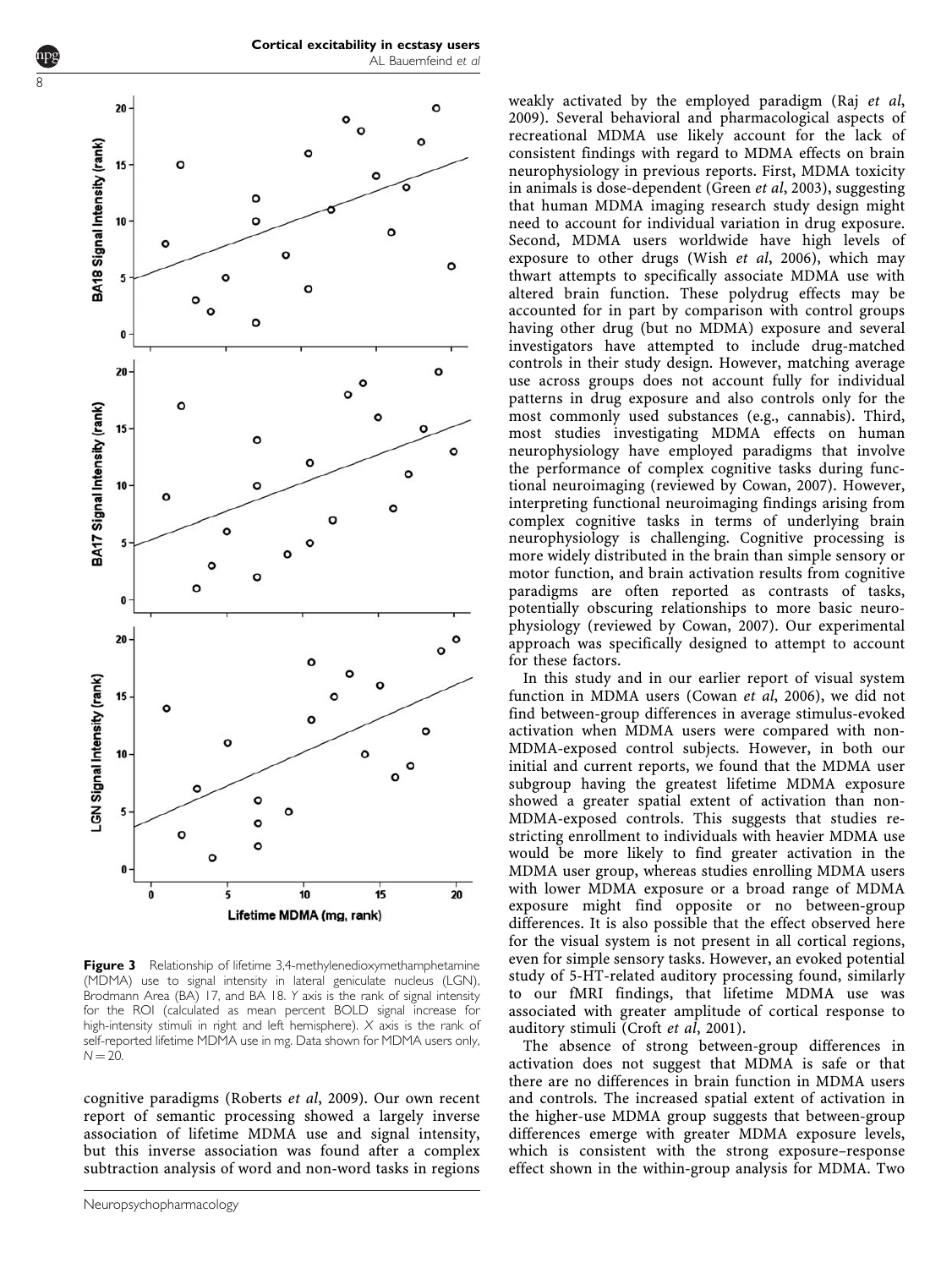**Figure 3** Relationship of lifetime 3,4-methylenedioxymethamphetamine (MDMA) use to signal intensity in lateral geniculate nucleus (LGN), Brodmann Area (BA) 17, and BA 18. Y axis is the rank of signal intensity for the ROI (calculated as mean percent BOLD signal increase for high-intensity stimuli in right and left hemisphere). X axis is the rank of self-reported lifetime MDMA use in mg. Data shown for MDMA users only, $N = 20$.

cognitive paradigms (Roberts *et al*, 2009). Our own recent report of semantic processing showed a largely inverse association of lifetime MDMA use and signal intensity, but this inverse association was found after a complex subtraction analysis of word and non-word tasks in regions weakly activated by the employed paradigm (Raj *et al*, 2009). Several behavioral and pharmacological aspects of recreational MDMA use likely account for the lack of consistent findings with regard to MDMA effects on brain neurophysiology in previous reports. First, MDMA toxicity in animals is dose-dependent (Green *et al*, 2003), suggesting that human MDMA imaging research study design might need to account for individual variation in drug exposure. Second, MDMA users worldwide have high levels of exposure to other drugs (Wish *et al*, 2006), which may thwart attempts to specifically associate MDMA use with altered brain function. These polydrug effects may be accounted for in part by comparison with control groups having other drug (but no MDMA) exposure and several investigators have attempted to include drug-matched controls in their study design. However, matching average use across groups does not account fully for individual patterns in drug exposure and also controls only for the most commonly used substances (e.g., cannabis). Third, most studies investigating MDMA effects on human neurophysiology have employed paradigms that involve the performance of complex cognitive tasks during functional neuroimaging (reviewed by Cowan, 2007). However, interpreting functional neuroimaging findings arising from complex cognitive tasks in terms of underlying brain neurophysiology is challenging. Cognitive processing is more widely distributed in the brain than simple sensory or motor function, and brain activation results from cognitive paradigms are often reported as contrasts of tasks, potentially obscuring relationships to more basic neurophysiology (reviewed by Cowan, 2007). Our experimental approach was specifically designed to attempt to account for these factors.

In this study and in our earlier report of visual system function in MDMA users (Cowan *et al*, 2006), we did not find between-group differences in average stimulus-evoked activation when MDMA users were compared with non-MDMA-exposed control subjects. However, in both our initial and current reports, we found that the MDMA user subgroup having the greatest lifetime MDMA exposure showed a greater spatial extent of activation than non-MDMA-exposed controls. This suggests that studies restricting enrollment to individuals with heavier MDMA use would be more likely to find greater activation in the MDMA user group, whereas studies enrolling MDMA users with lower MDMA exposure or a broad range of MDMA exposure might find opposite or no between-group differences. It is also possible that the effect observed here for the visual system is not present in all cortical regions, even for simple sensory tasks. However, an evoked potential study of 5-HT-related auditory processing found, similarly to our fMRI findings, that lifetime MDMA use was associated with greater amplitude of cortical response to auditory stimuli (Croft *et al*, 2001).

The absence of strong between-group differences in activation does not suggest that MDMA is safe or that there are no differences in brain function in MDMA users and controls. The increased spatial extent of activation in the higher-use MDMA group suggests that between-group differences emerge with greater MDMA exposure levels, which is consistent with the strong exposure–response effect shown in the within-group analysis for MDMA. Two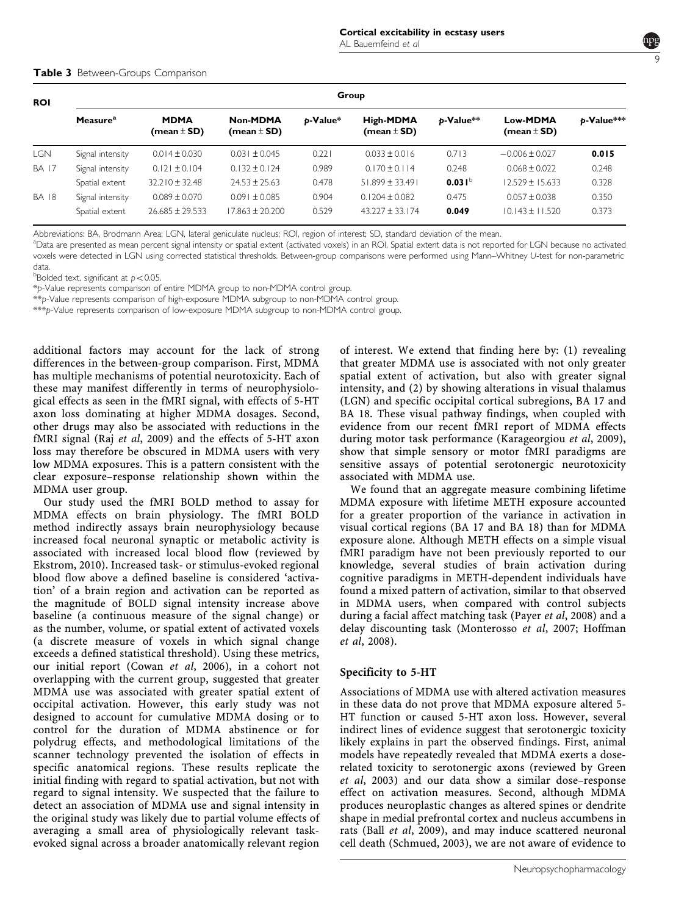**Table 3** Between-Groups Comparison

| ROI | Group | | | | | | | |
|---|---|---|---|---|---|---|---|---|
| | **Measure**[a] | **MDMA (mean ± SD)** | **Non-MDMA (mean ± SD)** | ***p*-Value*** | **High-MDMA (mean ± SD)** | ***p*-Value**** | **Low-MDMA (mean ± SD)** | ***p*-Value***** |
| LGN | Signal intensity | 0.014 ± 0.030 | 0.031 ± 0.045 | 0.221 | 0.033 ± 0.016 | 0.713 | −0.006 ± 0.027 | **0.015** |
| BA 17 | Signal intensity | 0.121 ± 0.104 | 0.132 ± 0.124 | 0.989 | 0.170 ± 0.114 | 0.248 | 0.068 ± 0.022 | 0.248 |
| | Spatial extent | 32.210 ± 32.48 | 24.53 ± 25.63 | 0.478 | 51.899 ± 33.491 | **0.031**[b] | 12.529 ± 15.633 | 0.328 |
| BA 18 | Signal intensity | 0.089 ± 0.070 | 0.091 ± 0.085 | 0.904 | 0.1204 ± 0.082 | 0.475 | 0.057 ± 0.038 | 0.350 |
| | Spatial extent | 26.685 ± 29.533 | 17.863 ± 20.200 | 0.529 | 43.227 ± 33.174 | **0.049** | 10.143 ± 11.520 | 0.373 |

Abbreviations: BA, Brodmann Area; LGN, lateral geniculate nucleus; ROI, region of interest; SD, standard deviation of the mean.

[a]Data are presented as mean percent signal intensity or spatial extent (activated voxels) in an ROI. Spatial extent data is not reported for LGN because no activated voxels were detected in LGN using corrected statistical thresholds. Between-group comparisons were performed using Mann–Whitney *U*-test for non-parametric data.

[b]Bolded text, significant at $p<0.05$.

**p*-Value represents comparison of entire MDMA group to non-MDMA control group.

***p*-Value represents comparison of high-exposure MDMA subgroup to non-MDMA control group.

****p*-Value represents comparison of low-exposure MDMA subgroup to non-MDMA control group.

additional factors may account for the lack of strong differences in the between-group comparison. First, MDMA has multiple mechanisms of potential neurotoxicity. Each of these may manifest differently in terms of neurophysiological effects as seen in the fMRI signal, with effects of 5-HT axon loss dominating at higher MDMA dosages. Second, other drugs may also be associated with reductions in the fMRI signal (Raj *et al*, 2009) and the effects of 5-HT axon loss may therefore be obscured in MDMA users with very low MDMA exposures. This is a pattern consistent with the clear exposure–response relationship shown within the MDMA user group.

Our study used the fMRI BOLD method to assay for MDMA effects on brain physiology. The fMRI BOLD method indirectly assays brain neurophysiology because increased focal neuronal synaptic or metabolic activity is associated with increased local blood flow (reviewed by Ekstrom, 2010). Increased task- or stimulus-evoked regional blood flow above a defined baseline is considered 'activation' of a brain region and activation can be reported as the magnitude of BOLD signal intensity increase above baseline (a continuous measure of the signal change) or as the number, volume, or spatial extent of activated voxels (a discrete measure of voxels in which signal change exceeds a defined statistical threshold). Using these metrics, our initial report (Cowan *et al*, 2006), in a cohort not overlapping with the current group, suggested that greater MDMA use was associated with greater spatial extent of occipital activation. However, this early study was not designed to account for cumulative MDMA dosing or to control for the duration of MDMA abstinence or for polydrug effects, and methodological limitations of the scanner technology prevented the isolation of effects in specific anatomical regions. These results replicate the initial finding with regard to spatial activation, but not with regard to signal intensity. We suspected that the failure to detect an association of MDMA use and signal intensity in the original study was likely due to partial volume effects of averaging a small area of physiologically relevant task-evoked signal across a broader anatomically relevant region of interest. We extend that finding here by: (1) revealing that greater MDMA use is associated with not only greater spatial extent of activation, but also with greater signal intensity, and (2) by showing alterations in visual thalamus (LGN) and specific occipital cortical subregions, BA 17 and BA 18. These visual pathway findings, when coupled with evidence from our recent fMRI report of MDMA effects during motor task performance (Karageorgiou *et al*, 2009), show that simple sensory or motor fMRI paradigms are sensitive assays of potential serotonergic neurotoxicity associated with MDMA use.

We found that an aggregate measure combining lifetime MDMA exposure with lifetime METH exposure accounted for a greater proportion of the variance in activation in visual cortical regions (BA 17 and BA 18) than for MDMA exposure alone. Although METH effects on a simple visual fMRI paradigm have not been previously reported to our knowledge, several studies of brain activation during cognitive paradigms in METH-dependent individuals have found a mixed pattern of activation, similar to that observed in MDMA users, when compared with control subjects during a facial affect matching task (Payer *et al*, 2008) and a delay discounting task (Monterosso *et al*, 2007; Hoffman *et al*, 2008).

## Specificity to 5-HT

Associations of MDMA use with altered activation measures in these data do not prove that MDMA exposure altered 5-HT function or caused 5-HT axon loss. However, several indirect lines of evidence suggest that serotonergic toxicity likely explains in part the observed findings. First, animal models have repeatedly revealed that MDMA exerts a dose-related toxicity to serotonergic axons (reviewed by Green *et al*, 2003) and our data show a similar dose–response effect on activation measures. Second, although MDMA produces neuroplastic changes as altered spines or dendrite shape in medial prefrontal cortex and nucleus accumbens in rats (Ball *et al*, 2009), and may induce scattered neuronal cell death (Schmued, 2003), we are not aware of evidence to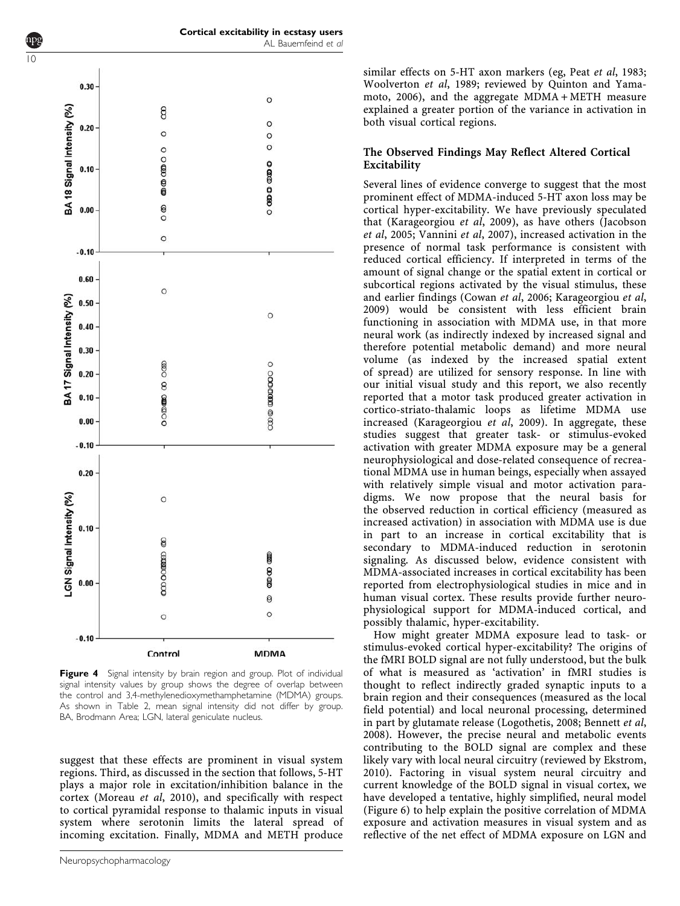0.30
0.20
0.10
0.00
-0.10
BA 18 Signal Intensity (%)

0.60
0.50
0.40
0.30
0.20
0.10
0.00
-0.10
BA 17 Signal Intensity (%)

0.20
0.10
0.00
-0.10
LGN Signal Intensity (%)

Control
MDMA

**Figure 4** Signal intensity by brain region and group. Plot of individual signal intensity values by group shows the degree of overlap between the control and 3,4-methylenedioxymethamphetamine (MDMA) groups. As shown in Table 2, mean signal intensity did not differ by group. BA, Brodmann Area; LGN, lateral geniculate nucleus.

suggest that these effects are prominent in visual system regions. Third, as discussed in the section that follows, 5-HT plays a major role in excitation/inhibition balance in the cortex (Moreau *et al*, 2010), and specifically with respect to cortical pyramidal response to thalamic inputs in visual system where serotonin limits the lateral spread of incoming excitation. Finally, MDMA and METH produce similar effects on 5-HT axon markers (eg, Peat *et al*, 1983; Woolverton *et al*, 1989; reviewed by Quinton and Yamamoto, 2006), and the aggregate MDMA + METH measure explained a greater portion of the variance in activation in both visual cortical regions.

## The Observed Findings May Reflect Altered Cortical Excitability

Several lines of evidence converge to suggest that the most prominent effect of MDMA-induced 5-HT axon loss may be cortical hyper-excitability. We have previously speculated that (Karageorgiou *et al*, 2009), as have others (Jacobson *et al*, 2005; Vannini *et al*, 2007), increased activation in the presence of normal task performance is consistent with reduced cortical efficiency. If interpreted in terms of the amount of signal change or the spatial extent in cortical or subcortical regions activated by the visual stimulus, these and earlier findings (Cowan *et al*, 2006; Karageorgiou *et al*, 2009) would be consistent with less efficient brain functioning in association with MDMA use, in that more neural work (as indirectly indexed by increased signal and therefore potential metabolic demand) and more neural volume (as indexed by the increased spatial extent of spread) are utilized for sensory response. In line with our initial visual study and this report, we also recently reported that a motor task produced greater activation in cortico-striato-thalamic loops as lifetime MDMA use increased (Karageorgiou *et al*, 2009). In aggregate, these studies suggest that greater task- or stimulus-evoked activation with greater MDMA exposure may be a general neurophysiological and dose-related consequence of recreational MDMA use in human beings, especially when assayed with relatively simple visual and motor activation paradigms. We now propose that the neural basis for the observed reduction in cortical efficiency (measured as increased activation) in association with MDMA use is due in part to an increase in cortical excitability that is secondary to MDMA-induced reduction in serotonin signaling. As discussed below, evidence consistent with MDMA-associated increases in cortical excitability has been reported from electrophysiological studies in mice and in human visual cortex. These results provide further neurophysiological support for MDMA-induced cortical, and possibly thalamic, hyper-excitability.

How might greater MDMA exposure lead to task- or stimulus-evoked cortical hyper-excitability? The origins of the fMRI BOLD signal are not fully understood, but the bulk of what is measured as 'activation' in fMRI studies is thought to reflect indirectly graded synaptic inputs to a brain region and their consequences (measured as the local field potential) and local neuronal processing, determined in part by glutamate release (Logothetis, 2008; Bennett *et al*, 2008). However, the precise neural and metabolic events contributing to the BOLD signal are complex and these likely vary with local neural circuitry (reviewed by Ekstrom, 2010). Factoring in visual system neural circuitry and current knowledge of the BOLD signal in visual cortex, we have developed a tentative, highly simplified, neural model (Figure 6) to help explain the positive correlation of MDMA exposure and activation measures in visual system and as reflective of the net effect of MDMA exposure on LGN and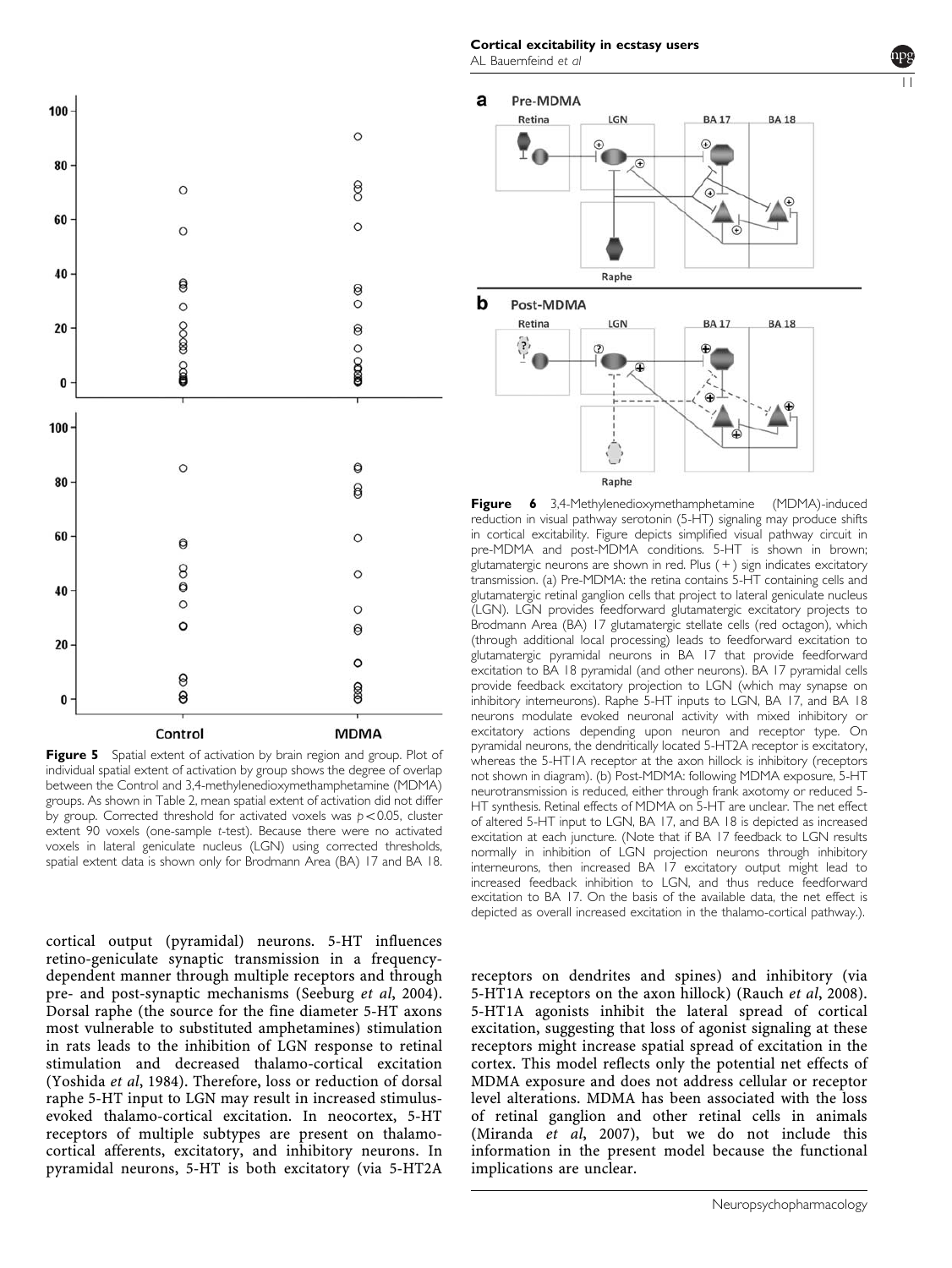**Figure 5** Spatial extent of activation by brain region and group. Plot of individual spatial extent of activation by group shows the degree of overlap between the Control and 3,4-methylenedioxymethamphetamine (MDMA) groups. As shown in Table 2, mean spatial extent of activation did not differ by group. Corrected threshold for activated voxels was $p<0.05$, cluster extent 90 voxels (one-sample $t$-test). Because there were no activated voxels in lateral geniculate nucleus (LGN) using corrected thresholds, spatial extent data is shown only for Brodmann Area (BA) 17 and BA 18.

**Figure 6** 3,4-Methylenedioxymethamphetamine (MDMA)-induced reduction in visual pathway serotonin (5-HT) signaling may produce shifts in cortical excitability. Figure depicts simplified visual pathway circuit in pre-MDMA and post-MDMA conditions. 5-HT is shown in brown; glutamatergic neurons are shown in red. Plus (+) sign indicates excitatory transmission. (a) Pre-MDMA: the retina contains 5-HT containing cells and glutamatergic retinal ganglion cells that project to lateral geniculate nucleus (LGN). LGN provides feedforward glutamatergic excitatory projects to Brodmann Area (BA) 17 glutamatergic stellate cells (red octagon), which (through additional local processing) leads to feedforward excitation to glutamatergic pyramidal neurons in BA 17 that provide feedforward excitation to BA 18 pyramidal (and other neurons). BA 17 pyramidal cells provide feedback excitatory projection to LGN (which may synapse on inhibitory interneurons). Raphe 5-HT inputs to LGN, BA 17, and BA 18 neurons modulate evoked neuronal activity with mixed inhibitory or excitatory actions depending upon neuron and receptor type. On pyramidal neurons, the dendritically located 5-HT2A receptor is excitatory, whereas the 5-HT1A receptor at the axon hillock is inhibitory (receptors not shown in diagram). (b) Post-MDMA: following MDMA exposure, 5-HT neurotransmission is reduced, either through frank axotomy or reduced 5-HT synthesis. Retinal effects of MDMA on 5-HT are unclear. The net effect of altered 5-HT input to LGN, BA 17, and BA 18 is depicted as increased excitation at each juncture. (Note that if BA 17 feedback to LGN results normally in inhibition of LGN projection neurons through inhibitory interneurons, then increased BA 17 excitatory output might lead to increased feedback inhibition to LGN, and thus reduce feedforward excitation to BA 17. On the basis of the available data, the net effect is depicted as overall increased excitation in the thalamo-cortical pathway.).

cortical output (pyramidal) neurons. 5-HT influences retino-geniculate synaptic transmission in a frequency-dependent manner through multiple receptors and through pre- and post-synaptic mechanisms (Seeburg *et al*, 2004). Dorsal raphe (the source for the fine diameter 5-HT axons most vulnerable to substituted amphetamines) stimulation in rats leads to the inhibition of LGN response to retinal stimulation and decreased thalamo-cortical excitation (Yoshida *et al*, 1984). Therefore, loss or reduction of dorsal raphe 5-HT input to LGN may result in increased stimulus-evoked thalamo-cortical excitation. In neocortex, 5-HT receptors of multiple subtypes are present on thalamo-cortical afferents, excitatory, and inhibitory neurons. In pyramidal neurons, 5-HT is both excitatory (via 5-HT2A receptors on dendrites and spines) and inhibitory (via 5-HT1A receptors on the axon hillock) (Rauch *et al*, 2008). 5-HT1A agonists inhibit the lateral spread of cortical excitation, suggesting that loss of agonist signaling at these receptors might increase spatial spread of excitation in the cortex. This model reflects only the potential net effects of MDMA exposure and does not address cellular or receptor level alterations. MDMA has been associated with the loss of retinal ganglion and other retinal cells in animals (Miranda *et al*, 2007), but we do not include this information in the present model because the functional implications are unclear.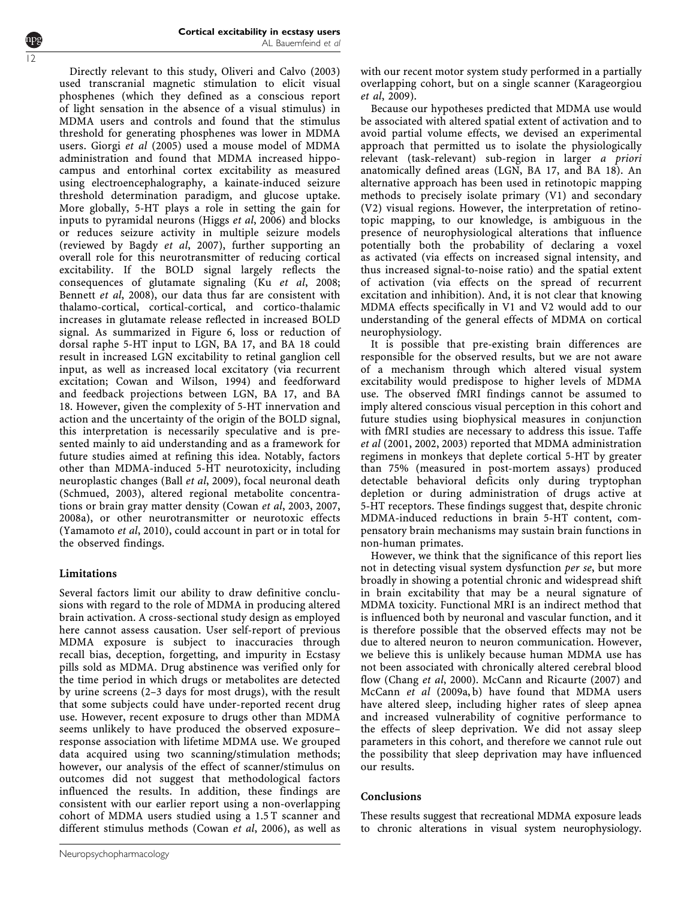Directly relevant to this study, Oliveri and Calvo (2003) used transcranial magnetic stimulation to elicit visual phosphenes (which they defined as a conscious report of light sensation in the absence of a visual stimulus) in MDMA users and controls and found that the stimulus threshold for generating phosphenes was lower in MDMA users. Giorgi *et al* (2005) used a mouse model of MDMA administration and found that MDMA increased hippocampus and entorhinal cortex excitability as measured using electroencephalography, a kainate-induced seizure threshold determination paradigm, and glucose uptake. More globally, 5-HT plays a role in setting the gain for inputs to pyramidal neurons (Higgs *et al*, 2006) and blocks or reduces seizure activity in multiple seizure models (reviewed by Bagdy *et al*, 2007), further supporting an overall role for this neurotransmitter of reducing cortical excitability. If the BOLD signal largely reflects the consequences of glutamate signaling (Ku *et al*, 2008; Bennett *et al*, 2008), our data thus far are consistent with thalamo-cortical, cortical-cortical, and cortico-thalamic increases in glutamate release reflected in increased BOLD signal. As summarized in Figure 6, loss or reduction of dorsal raphe 5-HT input to LGN, BA 17, and BA 18 could result in increased LGN excitability to retinal ganglion cell input, as well as increased local excitatory (via recurrent excitation; Cowan and Wilson, 1994) and feedforward and feedback projections between LGN, BA 17, and BA 18. However, given the complexity of 5-HT innervation and action and the uncertainty of the origin of the BOLD signal, this interpretation is necessarily speculative and is presented mainly to aid understanding and as a framework for future studies aimed at refining this idea. Notably, factors other than MDMA-induced 5-HT neurotoxicity, including neuroplastic changes (Ball *et al*, 2009), focal neuronal death (Schmued, 2003), altered regional metabolite concentrations or brain gray matter density (Cowan *et al*, 2003, 2007, 2008a), or other neurotransmitter or neurotoxic effects (Yamamoto *et al*, 2010), could account in part or in total for the observed findings.

## Limitations

Several factors limit our ability to draw definitive conclusions with regard to the role of MDMA in producing altered brain activation. A cross-sectional study design as employed here cannot assess causation. User self-report of previous MDMA exposure is subject to inaccuracies through recall bias, deception, forgetting, and impurity in Ecstasy pills sold as MDMA. Drug abstinence was verified only for the time period in which drugs or metabolites are detected by urine screens (2–3 days for most drugs), with the result that some subjects could have under-reported recent drug use. However, recent exposure to drugs other than MDMA seems unlikely to have produced the observed exposure–response association with lifetime MDMA use. We grouped data acquired using two scanning/stimulation methods; however, our analysis of the effect of scanner/stimulus on outcomes did not suggest that methodological factors influenced the results. In addition, these findings are consistent with our earlier report using a non-overlapping cohort of MDMA users studied using a 1.5 T scanner and different stimulus methods (Cowan *et al*, 2006), as well as with our recent motor system study performed in a partially overlapping cohort, but on a single scanner (Karageorgiou *et al*, 2009).

Because our hypotheses predicted that MDMA use would be associated with altered spatial extent of activation and to avoid partial volume effects, we devised an experimental approach that permitted us to isolate the physiologically relevant (task-relevant) sub-region in larger *a priori* anatomically defined areas (LGN, BA 17, and BA 18). An alternative approach has been used in retinotopic mapping methods to precisely isolate primary (V1) and secondary (V2) visual regions. However, the interpretation of retinotopic mapping, to our knowledge, is ambiguous in the presence of neurophysiological alterations that influence potentially both the probability of declaring a voxel as activated (via effects on increased signal intensity, and thus increased signal-to-noise ratio) and the spatial extent of activation (via effects on the spread of recurrent excitation and inhibition). And, it is not clear that knowing MDMA effects specifically in V1 and V2 would add to our understanding of the general effects of MDMA on cortical neurophysiology.

It is possible that pre-existing brain differences are responsible for the observed results, but we are not aware of a mechanism through which altered visual system excitability would predispose to higher levels of MDMA use. The observed fMRI findings cannot be assumed to imply altered conscious visual perception in this cohort and future studies using biophysical measures in conjunction with fMRI studies are necessary to address this issue. Taffe *et al* (2001, 2002, 2003) reported that MDMA administration regimens in monkeys that deplete cortical 5-HT by greater than 75% (measured in post-mortem assays) produced detectable behavioral deficits only during tryptophan depletion or during administration of drugs active at 5-HT receptors. These findings suggest that, despite chronic MDMA-induced reductions in brain 5-HT content, compensatory brain mechanisms may sustain brain functions in non-human primates.

However, we think that the significance of this report lies not in detecting visual system dysfunction *per se*, but more broadly in showing a potential chronic and widespread shift in brain excitability that may be a neural signature of MDMA toxicity. Functional MRI is an indirect method that is influenced both by neuronal and vascular function, and it is therefore possible that the observed effects may not be due to altered neuron to neuron communication. However, we believe this is unlikely because human MDMA use has not been associated with chronically altered cerebral blood flow (Chang *et al*, 2000). McCann and Ricaurte (2007) and McCann *et al* (2009a, b) have found that MDMA users have altered sleep, including higher rates of sleep apnea and increased vulnerability of cognitive performance to the effects of sleep deprivation. We did not assay sleep parameters in this cohort, and therefore we cannot rule out the possibility that sleep deprivation may have influenced our results.

## Conclusions

These results suggest that recreational MDMA exposure leads to chronic alterations in visual system neurophysiology.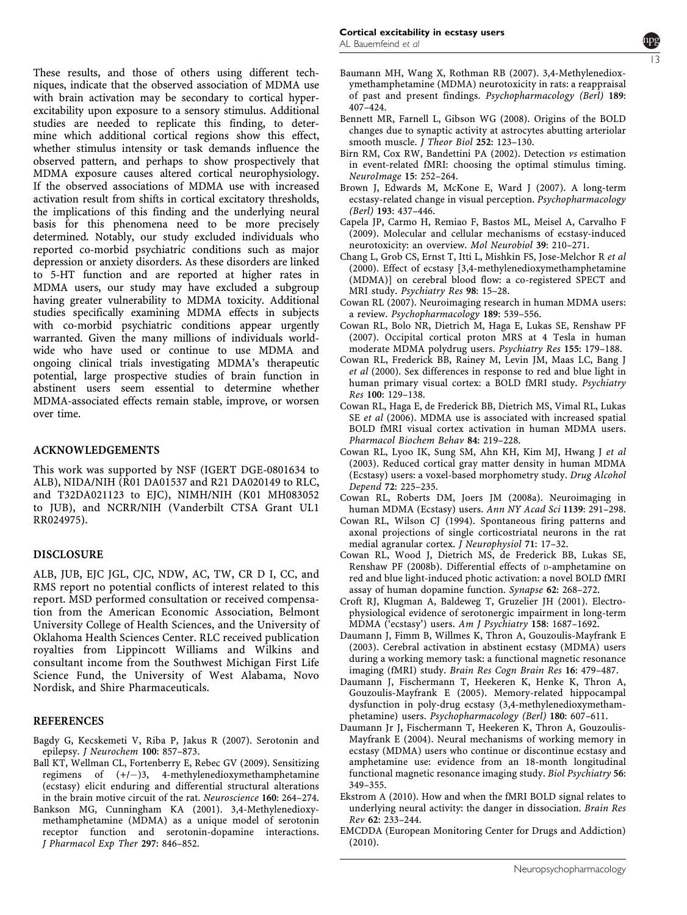These results, and those of others using different techniques, indicate that the observed association of MDMA use with brain activation may be secondary to cortical hyperexcitability upon exposure to a sensory stimulus. Additional studies are needed to replicate this finding, to determine which additional cortical regions show this effect, whether stimulus intensity or task demands influence the observed pattern, and perhaps to show prospectively that MDMA exposure causes altered cortical neurophysiology. If the observed associations of MDMA use with increased activation result from shifts in cortical excitatory thresholds, the implications of this finding and the underlying neural basis for this phenomena need to be more precisely determined. Notably, our study excluded individuals who reported co-morbid psychiatric conditions such as major depression or anxiety disorders. As these disorders are linked to 5-HT function and are reported at higher rates in MDMA users, our study may have excluded a subgroup having greater vulnerability to MDMA toxicity. Additional studies specifically examining MDMA effects in subjects with co-morbid psychiatric conditions appear urgently warranted. Given the many millions of individuals worldwide who have used or continue to use MDMA and ongoing clinical trials investigating MDMA's therapeutic potential, large prospective studies of brain function in abstinent users seem essential to determine whether MDMA-associated effects remain stable, improve, or worsen over time.

## ACKNOWLEDGEMENTS

This work was supported by NSF (IGERT DGE-0801634 to ALB), NIDA/NIH (R01 DA01537 and R21 DA020149 to RLC, and T32DA021123 to EJC), NIMH/NIH (K01 MH083052 to JUB), and NCRR/NIH (Vanderbilt CTSA Grant UL1 RR024975).

## DISCLOSURE

ALB, JUB, EJC JGL, CJC, NDW, AC, TW, CR D I, CC, and RMS report no potential conflicts of interest related to this report. MSD performed consultation or received compensation from the American Economic Association, Belmont University College of Health Sciences, and the University of Oklahoma Health Sciences Center. RLC received publication royalties from Lippincott Williams and Wilkins and consultant income from the Southwest Michigan First Life Science Fund, the University of West Alabama, Novo Nordisk, and Shire Pharmaceuticals.

## REFERENCES

Bagdy G, Kecskemeti V, Riba P, Jakus R (2007). Serotonin and epilepsy. *J Neurochem* **100**: 857–873.

Ball KT, Wellman CL, Fortenberry E, Rebec GV (2009). Sensitizing regimens of (+/−)3, 4-methylenedioxymethamphetamine (ecstasy) elicit enduring and differential structural alterations in the brain motive circuit of the rat. *Neuroscience* **160**: 264–274.

Bankson MG, Cunningham KA (2001). 3,4-Methylenedioxymethamphetamine (MDMA) as a unique model of serotonin receptor function and serotonin-dopamine interactions. *J Pharmacol Exp Ther* **297**: 846–852.

Baumann MH, Wang X, Rothman RB (2007). 3,4-Methylenedioxymethamphetamine (MDMA) neurotoxicity in rats: a reappraisal of past and present findings. *Psychopharmacology (Berl)* **189**: 407–424.

Bennett MR, Farnell L, Gibson WG (2008). Origins of the BOLD changes due to synaptic activity at astrocytes abutting arteriolar smooth muscle. *J Theor Biol* **252**: 123–130.

Birn RM, Cox RW, Bandettini PA (2002). Detection *vs* estimation in event-related fMRI: choosing the optimal stimulus timing. *NeuroImage* **15**: 252–264.

Brown J, Edwards M, McKone E, Ward J (2007). A long-term ecstasy-related change in visual perception. *Psychopharmacology (Berl)* **193**: 437–446.

Capela JP, Carmo H, Remiao F, Bastos ML, Meisel A, Carvalho F (2009). Molecular and cellular mechanisms of ecstasy-induced neurotoxicity: an overview. *Mol Neurobiol* **39**: 210–271.

Chang L, Grob CS, Ernst T, Itti L, Mishkin FS, Jose-Melchor R *et al* (2000). Effect of ecstasy [3,4-methylenedioxymethamphetamine (MDMA)] on cerebral blood flow: a co-registered SPECT and MRI study. *Psychiatry Res* **98**: 15–28.

Cowan RL (2007). Neuroimaging research in human MDMA users: a review. *Psychopharmacology* **189**: 539–556.

Cowan RL, Bolo NR, Dietrich M, Haga E, Lukas SE, Renshaw PF (2007). Occipital cortical proton MRS at 4 Tesla in human moderate MDMA polydrug users. *Psychiatry Res* **155**: 179–188.

Cowan RL, Frederick BB, Rainey M, Levin JM, Maas LC, Bang J *et al* (2000). Sex differences in response to red and blue light in human primary visual cortex: a BOLD fMRI study. *Psychiatry Res* **100**: 129–138.

Cowan RL, Haga E, de Frederick BB, Dietrich MS, Vimal RL, Lukas SE *et al* (2006). MDMA use is associated with increased spatial BOLD fMRI visual cortex activation in human MDMA users. *Pharmacol Biochem Behav* **84**: 219–228.

Cowan RL, Lyoo IK, Sung SM, Ahn KH, Kim MJ, Hwang J *et al* (2003). Reduced cortical gray matter density in human MDMA (Ecstasy) users: a voxel-based morphometry study. *Drug Alcohol Depend* **72**: 225–235.

Cowan RL, Roberts DM, Joers JM (2008a). Neuroimaging in human MDMA (Ecstasy) users. *Ann NY Acad Sci* **1139**: 291–298.

Cowan RL, Wilson CJ (1994). Spontaneous firing patterns and axonal projections of single corticostriatal neurons in the rat medial agranular cortex. *J Neurophysiol* **71**: 17–32.

Cowan RL, Wood J, Dietrich MS, de Frederick BB, Lukas SE, Renshaw PF (2008b). Differential effects of D-amphetamine on red and blue light-induced photic activation: a novel BOLD fMRI assay of human dopamine function. *Synapse* **62**: 268–272.

Croft RJ, Klugman A, Baldeweg T, Gruzelier JH (2001). Electrophysiological evidence of serotonergic impairment in long-term MDMA ('ecstasy') users. *Am J Psychiatry* **158**: 1687–1692.

Daumann J, Fimm B, Willmes K, Thron A, Gouzoulis-Mayfrank E (2003). Cerebral activation in abstinent ecstasy (MDMA) users during a working memory task: a functional magnetic resonance imaging (fMRI) study. *Brain Res Cogn Brain Res* **16**: 479–487.

Daumann J, Fischermann T, Heekeren K, Henke K, Thron A, Gouzoulis-Mayfrank E (2005). Memory-related hippocampal dysfunction in poly-drug ecstasy (3,4-methylenedioxymethamphetamine) users. *Psychopharmacology (Berl)* **180**: 607–611.

Daumann Jr J, Fischermann T, Heekeren K, Thron A, Gouzoulis-Mayfrank E (2004). Neural mechanisms of working memory in ecstasy (MDMA) users who continue or discontinue ecstasy and amphetamine use: evidence from an 18-month longitudinal functional magnetic resonance imaging study. *Biol Psychiatry* **56**: 349–355.

Ekstrom A (2010). How and when the fMRI BOLD signal relates to underlying neural activity: the danger in dissociation. *Brain Res Rev* **62**: 233–244.

EMCDDA (European Monitoring Center for Drugs and Addiction) (2010).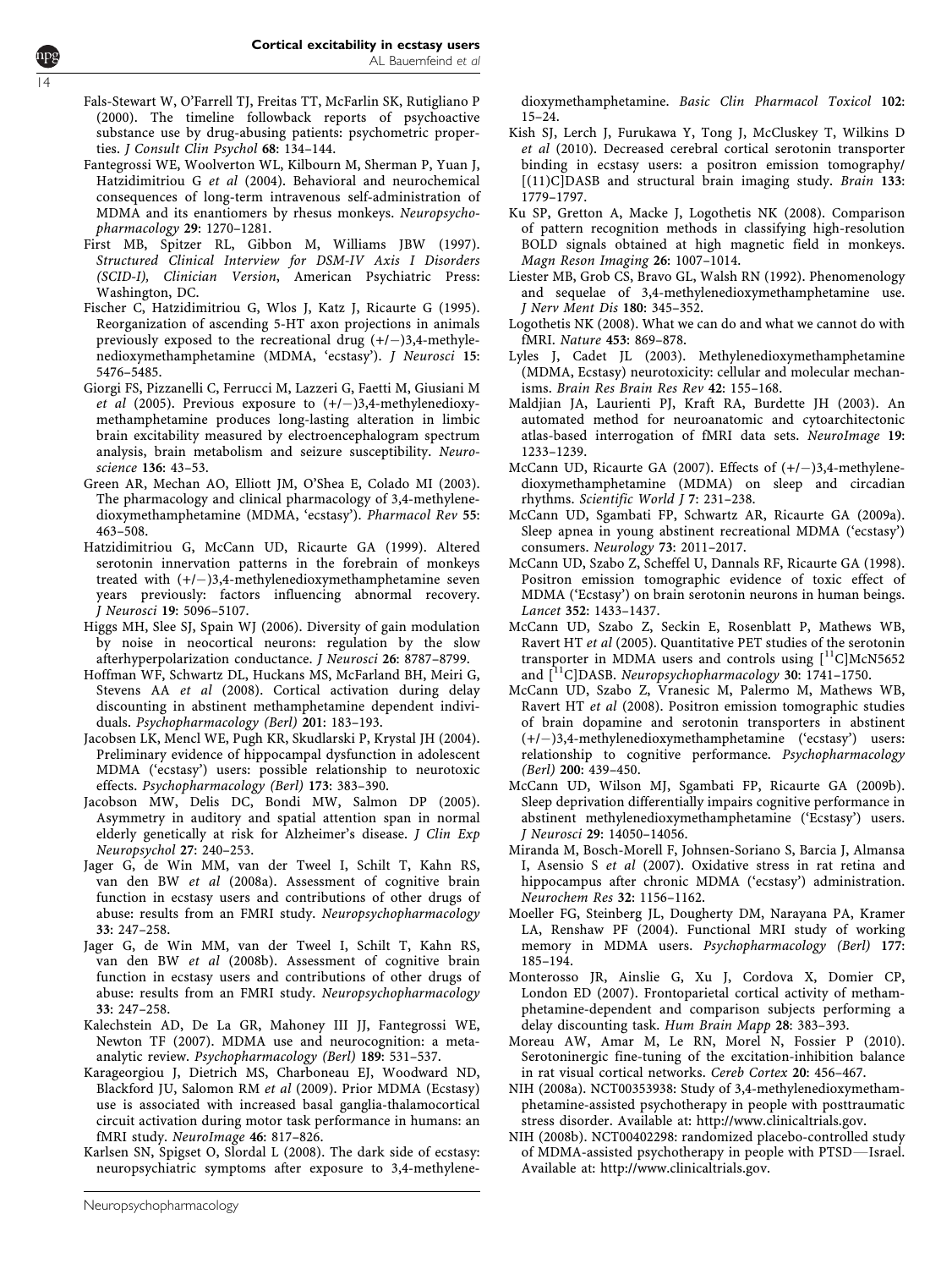Fals-Stewart W, O'Farrell TJ, Freitas TT, McFarlin SK, Rutigliano P (2000). The timeline followback reports of psychoactive substance use by drug-abusing patients: psychometric properties. *J Consult Clin Psychol* **68**: 134–144.

Fantegrossi WE, Woolverton WL, Kilbourn M, Sherman P, Yuan J, Hatzidimitriou G *et al* (2004). Behavioral and neurochemical consequences of long-term intravenous self-administration of MDMA and its enantiomers by rhesus monkeys. *Neuropsychopharmacology* **29**: 1270–1281.

First MB, Spitzer RL, Gibbon M, Williams JBW (1997). *Structured Clinical Interview for DSM-IV Axis I Disorders (SCID-I), Clinician Version*, American Psychiatric Press: Washington, DC.

Fischer C, Hatzidimitriou G, Wlos J, Katz J, Ricaurte G (1995). Reorganization of ascending 5-HT axon projections in animals previously exposed to the recreational drug (+/−)3,4-methylenedioxymethamphetamine (MDMA, 'ecstasy'). *J Neurosci* **15**: 5476–5485.

Giorgi FS, Pizzanelli C, Ferrucci M, Lazzeri G, Faetti M, Giusiani M *et al* (2005). Previous exposure to (+/−)3,4-methylenedioxymethamphetamine produces long-lasting alteration in limbic brain excitability measured by electroencephalogram spectrum analysis, brain metabolism and seizure susceptibility. *Neuroscience* **136**: 43–53.

Green AR, Mechan AO, Elliott JM, O'Shea E, Colado MI (2003). The pharmacology and clinical pharmacology of 3,4-methylenedioxymethamphetamine (MDMA, 'ecstasy'). *Pharmacol Rev* **55**: 463–508.

Hatzidimitriou G, McCann UD, Ricaurte GA (1999). Altered serotonin innervation patterns in the forebrain of monkeys treated with (+/−)3,4-methylenedioxymethamphetamine seven years previously: factors influencing abnormal recovery. *J Neurosci* **19**: 5096–5107.

Higgs MH, Slee SJ, Spain WJ (2006). Diversity of gain modulation by noise in neocortical neurons: regulation by the slow afterhyperpolarization conductance. *J Neurosci* **26**: 8787–8799.

Hoffman WF, Schwartz DL, Huckans MS, McFarland BH, Meiri G, Stevens AA *et al* (2008). Cortical activation during delay discounting in abstinent methamphetamine dependent individuals. *Psychopharmacology (Berl)* **201**: 183–193.

Jacobsen LK, Mencl WE, Pugh KR, Skudlarski P, Krystal JH (2004). Preliminary evidence of hippocampal dysfunction in adolescent MDMA ('ecstasy') users: possible relationship to neurotoxic effects. *Psychopharmacology (Berl)* **173**: 383–390.

Jacobson MW, Delis DC, Bondi MW, Salmon DP (2005). Asymmetry in auditory and spatial attention span in normal elderly genetically at risk for Alzheimer's disease. *J Clin Exp Neuropsychol* **27**: 240–253.

Jager G, de Win MM, van der Tweel I, Schilt T, Kahn RS, van den BW *et al* (2008a). Assessment of cognitive brain function in ecstasy users and contributions of other drugs of abuse: results from an FMRI study. *Neuropsychopharmacology* **33**: 247–258.

Jager G, de Win MM, van der Tweel I, Schilt T, Kahn RS, van den BW *et al* (2008b). Assessment of cognitive brain function in ecstasy users and contributions of other drugs of abuse: results from an FMRI study. *Neuropsychopharmacology* **33**: 247–258.

Kalechstein AD, De La GR, Mahoney III JJ, Fantegrossi WE, Newton TF (2007). MDMA use and neurocognition: a meta-analytic review. *Psychopharmacology (Berl)* **189**: 531–537.

Karageorgiou J, Dietrich MS, Charboneau EJ, Woodward ND, Blackford JU, Salomon RM *et al* (2009). Prior MDMA (Ecstasy) use is associated with increased basal ganglia-thalamocortical circuit activation during motor task performance in humans: an fMRI study. *NeuroImage* **46**: 817–826.

Karlsen SN, Spigset O, Slordal L (2008). The dark side of ecstasy: neuropsychiatric symptoms after exposure to 3,4-methylenedioxymethamphetamine. *Basic Clin Pharmacol Toxicol* **102**: 15–24.

Kish SJ, Lerch J, Furukawa Y, Tong J, McCluskey T, Wilkins D *et al* (2010). Decreased cerebral cortical serotonin transporter binding in ecstasy users: a positron emission tomography/[(11)C]DASB and structural brain imaging study. *Brain* **133**: 1779–1797.

Ku SP, Gretton A, Macke J, Logothetis NK (2008). Comparison of pattern recognition methods in classifying high-resolution BOLD signals obtained at high magnetic field in monkeys. *Magn Reson Imaging* **26**: 1007–1014.

Liester MB, Grob CS, Bravo GL, Walsh RN (1992). Phenomenology and sequelae of 3,4-methylenedioxymethamphetamine use. *J Nerv Ment Dis* **180**: 345–352.

Logothetis NK (2008). What we can do and what we cannot do with fMRI. *Nature* **453**: 869–878.

Lyles J, Cadet JL (2003). Methylenedioxymethamphetamine (MDMA, Ecstasy) neurotoxicity: cellular and molecular mechanisms. *Brain Res Brain Res Rev* **42**: 155–168.

Maldjian JA, Laurienti PJ, Kraft RA, Burdette JH (2003). An automated method for neuroanatomic and cytoarchitectonic atlas-based interrogation of fMRI data sets. *NeuroImage* **19**: 1233–1239.

McCann UD, Ricaurte GA (2007). Effects of (+/−)3,4-methylenedioxymethamphetamine (MDMA) on sleep and circadian rhythms. *Scientific World J* **7**: 231–238.

McCann UD, Sgambati FP, Schwartz AR, Ricaurte GA (2009a). Sleep apnea in young abstinent recreational MDMA ('ecstasy') consumers. *Neurology* **73**: 2011–2017.

McCann UD, Szabo Z, Scheffel U, Dannals RF, Ricaurte GA (1998). Positron emission tomographic evidence of toxic effect of MDMA ('Ecstasy') on brain serotonin neurons in human beings. *Lancet* **352**: 1433–1437.

McCann UD, Szabo Z, Seckin E, Rosenblatt P, Mathews WB, Ravert HT *et al* (2005). Quantitative PET studies of the serotonin transporter in MDMA users and controls using [$^{11}$C]McN5652 and [$^{11}$C]DASB. *Neuropsychopharmacology* **30**: 1741–1750.

McCann UD, Szabo Z, Vranesic M, Palermo M, Mathews WB, Ravert HT *et al* (2008). Positron emission tomographic studies of brain dopamine and serotonin transporters in abstinent (+/−)3,4-methylenedioxymethamphetamine ('ecstasy') users: relationship to cognitive performance. *Psychopharmacology (Berl)* **200**: 439–450.

McCann UD, Wilson MJ, Sgambati FP, Ricaurte GA (2009b). Sleep deprivation differentially impairs cognitive performance in abstinent methylenedioxymethamphetamine ('Ecstasy') users. *J Neurosci* **29**: 14050–14056.

Miranda M, Bosch-Morell F, Johnsen-Soriano S, Barcia J, Almansa I, Asensio S *et al* (2007). Oxidative stress in rat retina and hippocampus after chronic MDMA ('ecstasy') administration. *Neurochem Res* **32**: 1156–1162.

Moeller FG, Steinberg JL, Dougherty DM, Narayana PA, Kramer LA, Renshaw PF (2004). Functional MRI study of working memory in MDMA users. *Psychopharmacology (Berl)* **177**: 185–194.

Monterosso JR, Ainslie G, Xu J, Cordova X, Domier CP, London ED (2007). Frontoparietal cortical activity of methamphetamine-dependent and comparison subjects performing a delay discounting task. *Hum Brain Mapp* **28**: 383–393.

Moreau AW, Amar M, Le RN, Morel N, Fossier P (2010). Serotoninergic fine-tuning of the excitation-inhibition balance in rat visual cortical networks. *Cereb Cortex* **20**: 456–467.

NIH (2008a). NCT00353938: Study of 3,4-methylenedioxymethamphetamine-assisted psychotherapy in people with posttraumatic stress disorder. Available at: http://www.clinicaltrials.gov.

NIH (2008b). NCT00402298: randomized placebo-controlled study of MDMA-assisted psychotherapy in people with PTSD—Israel. Available at: http://www.clinicaltrials.gov.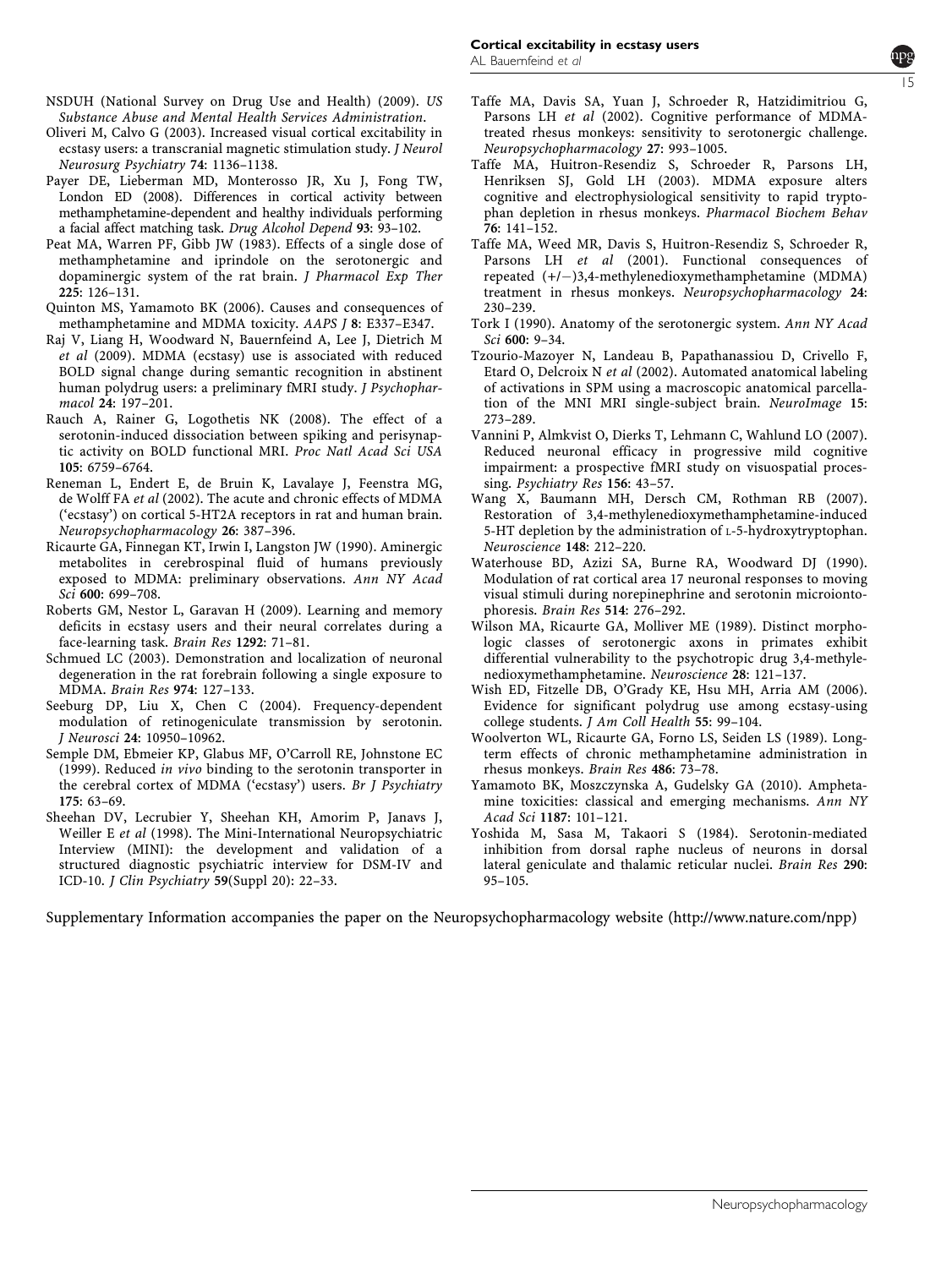NSDUH (National Survey on Drug Use and Health) (2009). *US Substance Abuse and Mental Health Services Administration*.

Oliveri M, Calvo G (2003). Increased visual cortical excitability in ecstasy users: a transcranial magnetic stimulation study. *J Neurol Neurosurg Psychiatry* **74**: 1136–1138.

Payer DE, Lieberman MD, Monterosso JR, Xu J, Fong TW, London ED (2008). Differences in cortical activity between methamphetamine-dependent and healthy individuals performing a facial affect matching task. *Drug Alcohol Depend* **93**: 93–102.

Peat MA, Warren PF, Gibb JW (1983). Effects of a single dose of methamphetamine and iprindole on the serotonergic and dopaminergic system of the rat brain. *J Pharmacol Exp Ther* **225**: 126–131.

Quinton MS, Yamamoto BK (2006). Causes and consequences of methamphetamine and MDMA toxicity. *AAPS J* **8**: E337–E347.

Raj V, Liang H, Woodward N, Bauernfeind A, Lee J, Dietrich M *et al* (2009). MDMA (ecstasy) use is associated with reduced BOLD signal change during semantic recognition in abstinent human polydrug users: a preliminary fMRI study. *J Psychopharmacol* **24**: 197–201.

Rauch A, Rainer G, Logothetis NK (2008). The effect of a serotonin-induced dissociation between spiking and perisynaptic activity on BOLD functional MRI. *Proc Natl Acad Sci USA* **105**: 6759–6764.

Reneman L, Endert E, de Bruin K, Lavalaye J, Feenstra MG, de Wolff FA *et al* (2002). The acute and chronic effects of MDMA ('ecstasy') on cortical 5-HT2A receptors in rat and human brain. *Neuropsychopharmacology* **26**: 387–396.

Ricaurte GA, Finnegan KT, Irwin I, Langston JW (1990). Aminergic metabolites in cerebrospinal fluid of humans previously exposed to MDMA: preliminary observations. *Ann NY Acad Sci* **600**: 699–708.

Roberts GM, Nestor L, Garavan H (2009). Learning and memory deficits in ecstasy users and their neural correlates during a face-learning task. *Brain Res* **1292**: 71–81.

Schmued LC (2003). Demonstration and localization of neuronal degeneration in the rat forebrain following a single exposure to MDMA. *Brain Res* **974**: 127–133.

Seeburg DP, Liu X, Chen C (2004). Frequency-dependent modulation of retinogeniculate transmission by serotonin. *J Neurosci* **24**: 10950–10962.

Semple DM, Ebmeier KP, Glabus MF, O'Carroll RE, Johnstone EC (1999). Reduced *in vivo* binding to the serotonin transporter in the cerebral cortex of MDMA ('ecstasy') users. *Br J Psychiatry* **175**: 63–69.

Sheehan DV, Lecrubier Y, Sheehan KH, Amorim P, Janavs J, Weiller E *et al* (1998). The Mini-International Neuropsychiatric Interview (MINI): the development and validation of a structured diagnostic psychiatric interview for DSM-IV and ICD-10. *J Clin Psychiatry* **59**(Suppl 20): 22–33.

Taffe MA, Davis SA, Yuan J, Schroeder R, Hatzidimitriou G, Parsons LH *et al* (2002). Cognitive performance of MDMA-treated rhesus monkeys: sensitivity to serotonergic challenge. *Neuropsychopharmacology* **27**: 993–1005.

Taffe MA, Huitron-Resendiz S, Schroeder R, Parsons LH, Henriksen SJ, Gold LH (2003). MDMA exposure alters cognitive and electrophysiological sensitivity to rapid tryptophan depletion in rhesus monkeys. *Pharmacol Biochem Behav* **76**: 141–152.

Taffe MA, Weed MR, Davis S, Huitron-Resendiz S, Schroeder R, Parsons LH *et al* (2001). Functional consequences of repeated (+/−)3,4-methylenedioxymethamphetamine (MDMA) treatment in rhesus monkeys. *Neuropsychopharmacology* **24**: 230–239.

Tork I (1990). Anatomy of the serotonergic system. *Ann NY Acad Sci* **600**: 9–34.

Tzourio-Mazoyer N, Landeau B, Papathanassiou D, Crivello F, Etard O, Delcroix N *et al* (2002). Automated anatomical labeling of activations in SPM using a macroscopic anatomical parcellation of the MNI MRI single-subject brain. *NeuroImage* **15**: 273–289.

Vannini P, Almkvist O, Dierks T, Lehmann C, Wahlund LO (2007). Reduced neuronal efficacy in progressive mild cognitive impairment: a prospective fMRI study on visuospatial processing. *Psychiatry Res* **156**: 43–57.

Wang X, Baumann MH, Dersch CM, Rothman RB (2007). Restoration of 3,4-methylenedioxymethamphetamine-induced 5-HT depletion by the administration of L-5-hydroxytryptophan. *Neuroscience* **148**: 212–220.

Waterhouse BD, Azizi SA, Burne RA, Woodward DJ (1990). Modulation of rat cortical area 17 neuronal responses to moving visual stimuli during norepinephrine and serotonin microiontophoresis. *Brain Res* **514**: 276–292.

Wilson MA, Ricaurte GA, Molliver ME (1989). Distinct morphologic classes of serotonergic axons in primates exhibit differential vulnerability to the psychotropic drug 3,4-methylenedioxymethamphetamine. *Neuroscience* **28**: 121–137.

Wish ED, Fitzelle DB, O'Grady KE, Hsu MH, Arria AM (2006). Evidence for significant polydrug use among ecstasy-using college students. *J Am Coll Health* **55**: 99–104.

Woolverton WL, Ricaurte GA, Forno LS, Seiden LS (1989). Long-term effects of chronic methamphetamine administration in rhesus monkeys. *Brain Res* **486**: 73–78.

Yamamoto BK, Moszczynska A, Gudelsky GA (2010). Amphetamine toxicities: classical and emerging mechanisms. *Ann NY Acad Sci* **1187**: 101–121.

Yoshida M, Sasa M, Takaori S (1984). Serotonin-mediated inhibition from dorsal raphe nucleus of neurons in dorsal lateral geniculate and thalamic reticular nuclei. *Brain Res* **290**: 95–105.

Supplementary Information accompanies the paper on the Neuropsychopharmacology website (http://www.nature.com/npp)